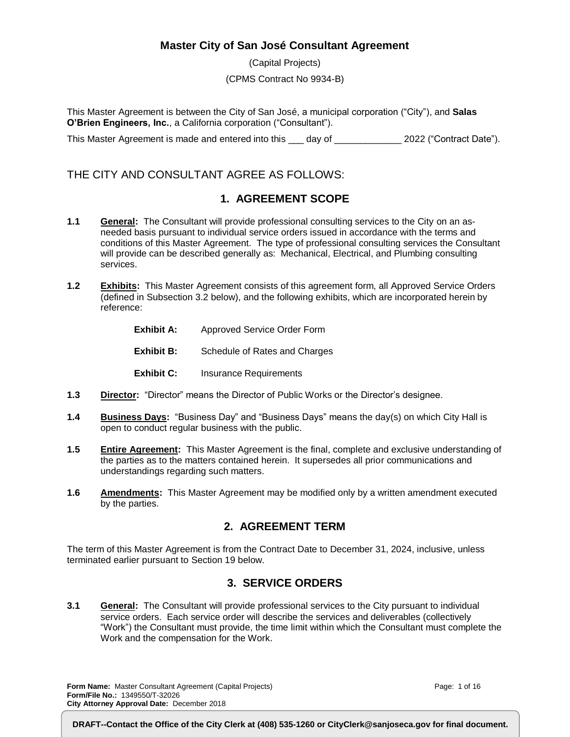# Master City of San José Consultant Agreement

(Capital Projects)

(CPMS Contract No 9934-B)

This Master Agreement is between the City of San José, a municipal corporation ("City"), and **Salas O'Brien Engineers, Inc.**, a California corporation ("Consultant").

This Master Agreement is made and entered into this ___ day of _____________ 2022 ("Contract Date").

THE CITY AND CONSULTANT AGREE AS FOLLOWS:

## 1. AGREEMENT SCOPE

**1.1** **General:** The Consultant will provide professional consulting services to the City on an as-needed basis pursuant to individual service orders issued in accordance with the terms and conditions of this Master Agreement. The type of professional consulting services the Consultant will provide can be described generally as: Mechanical, Electrical, and Plumbing consulting services.

**1.2** **Exhibits:** This Master Agreement consists of this agreement form, all Approved Service Orders (defined in Subsection 3.2 below), and the following exhibits, which are incorporated herein by reference:

**Exhibit A:** Approved Service Order Form

**Exhibit B:** Schedule of Rates and Charges

**Exhibit C:** Insurance Requirements

**1.3** **Director:** "Director" means the Director of Public Works or the Director's designee.

**1.4** **Business Days:** "Business Day" and "Business Days" means the day(s) on which City Hall is open to conduct regular business with the public.

**1.5** **Entire Agreement:** This Master Agreement is the final, complete and exclusive understanding of the parties as to the matters contained herein. It supersedes all prior communications and understandings regarding such matters.

**1.6** **Amendments:** This Master Agreement may be modified only by a written amendment executed by the parties.

## 2. AGREEMENT TERM

The term of this Master Agreement is from the Contract Date to December 31, 2024, inclusive, unless terminated earlier pursuant to Section 19 below.

## 3. SERVICE ORDERS

**3.1** **General:** The Consultant will provide professional services to the City pursuant to individual service orders. Each service order will describe the services and deliverables (collectively "Work") the Consultant must provide, the time limit within which the Consultant must complete the Work and the compensation for the Work.

**Form Name:** Master Consultant Agreement (Capital Projects)
**Form/File No.:** 1349550/T-32026
**City Attorney Approval Date:** December 2018

**DRAFT--Contact the Office of the City Clerk at (408) 535-1260 or CityClerk@sanjoseca.gov for final document.**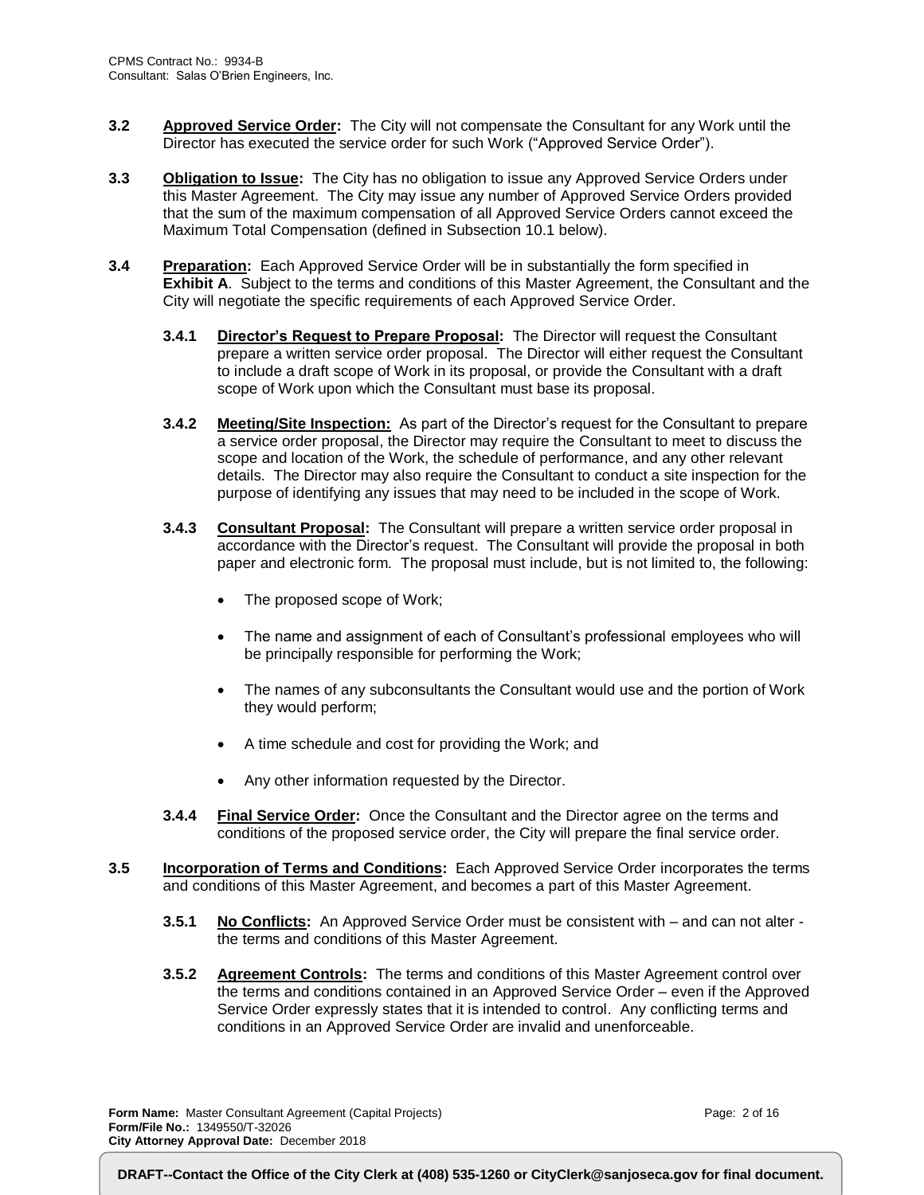**3.2 Approved Service Order:** The City will not compensate the Consultant for any Work until the Director has executed the service order for such Work ("Approved Service Order").

**3.3 Obligation to Issue:** The City has no obligation to issue any Approved Service Orders under this Master Agreement. The City may issue any number of Approved Service Orders provided that the sum of the maximum compensation of all Approved Service Orders cannot exceed the Maximum Total Compensation (defined in Subsection 10.1 below).

**3.4 Preparation:** Each Approved Service Order will be in substantially the form specified in **Exhibit A**. Subject to the terms and conditions of this Master Agreement, the Consultant and the City will negotiate the specific requirements of each Approved Service Order.

**3.4.1 Director's Request to Prepare Proposal:** The Director will request the Consultant prepare a written service order proposal. The Director will either request the Consultant to include a draft scope of Work in its proposal, or provide the Consultant with a draft scope of Work upon which the Consultant must base its proposal.

**3.4.2 Meeting/Site Inspection:** As part of the Director's request for the Consultant to prepare a service order proposal, the Director may require the Consultant to meet to discuss the scope and location of the Work, the schedule of performance, and any other relevant details. The Director may also require the Consultant to conduct a site inspection for the purpose of identifying any issues that may need to be included in the scope of Work.

**3.4.3 Consultant Proposal:** The Consultant will prepare a written service order proposal in accordance with the Director's request. The Consultant will provide the proposal in both paper and electronic form. The proposal must include, but is not limited to, the following:

- The proposed scope of Work;
- The name and assignment of each of Consultant's professional employees who will be principally responsible for performing the Work;
- The names of any subconsultants the Consultant would use and the portion of Work they would perform;
- A time schedule and cost for providing the Work; and
- Any other information requested by the Director.

**3.4.4 Final Service Order:** Once the Consultant and the Director agree on the terms and conditions of the proposed service order, the City will prepare the final service order.

**3.5 Incorporation of Terms and Conditions:** Each Approved Service Order incorporates the terms and conditions of this Master Agreement, and becomes a part of this Master Agreement.

**3.5.1 No Conflicts:** An Approved Service Order must be consistent with – and can not alter - the terms and conditions of this Master Agreement.

**3.5.2 Agreement Controls:** The terms and conditions of this Master Agreement control over the terms and conditions contained in an Approved Service Order – even if the Approved Service Order expressly states that it is intended to control. Any conflicting terms and conditions in an Approved Service Order are invalid and unenforceable.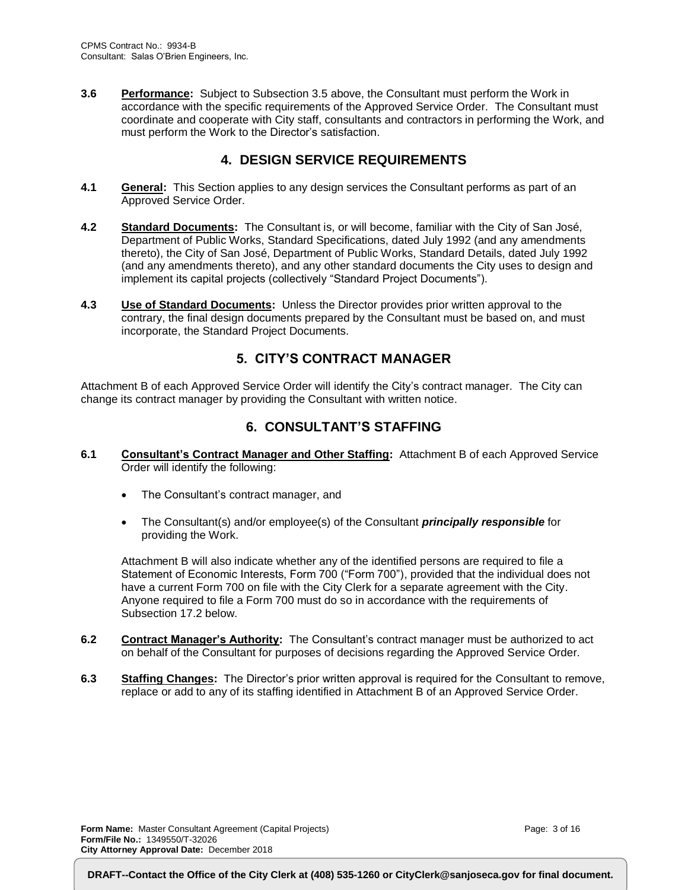**3.6 Performance:** Subject to Subsection 3.5 above, the Consultant must perform the Work in accordance with the specific requirements of the Approved Service Order. The Consultant must coordinate and cooperate with City staff, consultants and contractors in performing the Work, and must perform the Work to the Director's satisfaction.

## 4. DESIGN SERVICE REQUIREMENTS

**4.1 General:** This Section applies to any design services the Consultant performs as part of an Approved Service Order.

**4.2 Standard Documents:** The Consultant is, or will become, familiar with the City of San José, Department of Public Works, Standard Specifications, dated July 1992 (and any amendments thereto), the City of San José, Department of Public Works, Standard Details, dated July 1992 (and any amendments thereto), and any other standard documents the City uses to design and implement its capital projects (collectively "Standard Project Documents").

**4.3 Use of Standard Documents:** Unless the Director provides prior written approval to the contrary, the final design documents prepared by the Consultant must be based on, and must incorporate, the Standard Project Documents.

## 5. CITY'S CONTRACT MANAGER

Attachment B of each Approved Service Order will identify the City's contract manager. The City can change its contract manager by providing the Consultant with written notice.

## 6. CONSULTANT'S STAFFING

**6.1 Consultant's Contract Manager and Other Staffing:** Attachment B of each Approved Service Order will identify the following:

- The Consultant's contract manager, and
- The Consultant(s) and/or employee(s) of the Consultant ***principally responsible*** for providing the Work.

Attachment B will also indicate whether any of the identified persons are required to file a Statement of Economic Interests, Form 700 ("Form 700"), provided that the individual does not have a current Form 700 on file with the City Clerk for a separate agreement with the City. Anyone required to file a Form 700 must do so in accordance with the requirements of Subsection 17.2 below.

**6.2 Contract Manager's Authority:** The Consultant's contract manager must be authorized to act on behalf of the Consultant for purposes of decisions regarding the Approved Service Order.

**6.3 Staffing Changes:** The Director's prior written approval is required for the Consultant to remove, replace or add to any of its staffing identified in Attachment B of an Approved Service Order.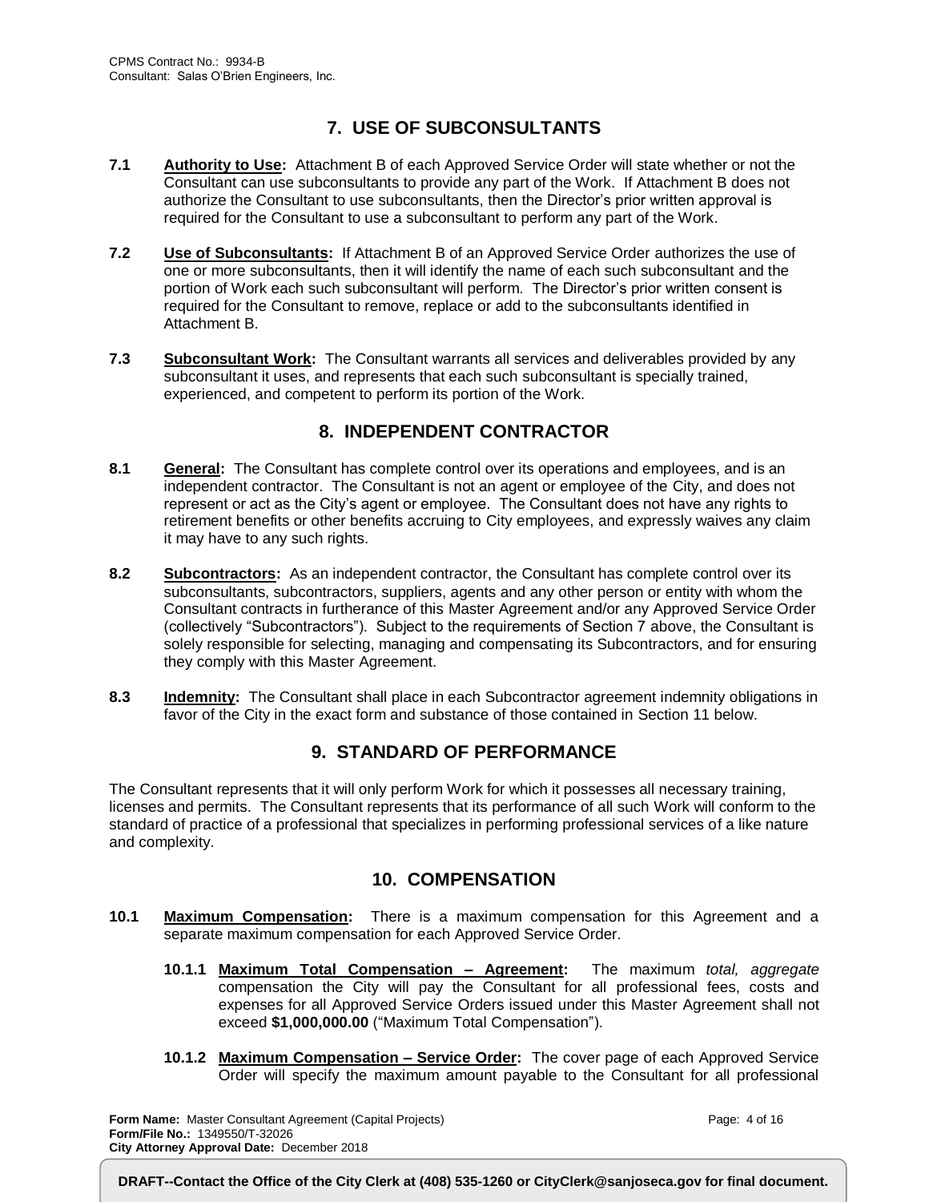## 7. USE OF SUBCONSULTANTS

**7.1** **Authority to Use:** Attachment B of each Approved Service Order will state whether or not the Consultant can use subconsultants to provide any part of the Work. If Attachment B does not authorize the Consultant to use subconsultants, then the Director's prior written approval is required for the Consultant to use a subconsultant to perform any part of the Work.

**7.2** **Use of Subconsultants:** If Attachment B of an Approved Service Order authorizes the use of one or more subconsultants, then it will identify the name of each such subconsultant and the portion of Work each such subconsultant will perform. The Director's prior written consent is required for the Consultant to remove, replace or add to the subconsultants identified in Attachment B.

**7.3** **Subconsultant Work:** The Consultant warrants all services and deliverables provided by any subconsultant it uses, and represents that each such subconsultant is specially trained, experienced, and competent to perform its portion of the Work.

## 8. INDEPENDENT CONTRACTOR

**8.1** **General:** The Consultant has complete control over its operations and employees, and is an independent contractor. The Consultant is not an agent or employee of the City, and does not represent or act as the City's agent or employee. The Consultant does not have any rights to retirement benefits or other benefits accruing to City employees, and expressly waives any claim it may have to any such rights.

**8.2** **Subcontractors:** As an independent contractor, the Consultant has complete control over its subconsultants, subcontractors, suppliers, agents and any other person or entity with whom the Consultant contracts in furtherance of this Master Agreement and/or any Approved Service Order (collectively "Subcontractors"). Subject to the requirements of Section 7 above, the Consultant is solely responsible for selecting, managing and compensating its Subcontractors, and for ensuring they comply with this Master Agreement.

**8.3** **Indemnity:** The Consultant shall place in each Subcontractor agreement indemnity obligations in favor of the City in the exact form and substance of those contained in Section 11 below.

## 9. STANDARD OF PERFORMANCE

The Consultant represents that it will only perform Work for which it possesses all necessary training, licenses and permits. The Consultant represents that its performance of all such Work will conform to the standard of practice of a professional that specializes in performing professional services of a like nature and complexity.

## 10. COMPENSATION

**10.1** **Maximum Compensation:** There is a maximum compensation for this Agreement and a separate maximum compensation for each Approved Service Order.

**10.1.1** **Maximum Total Compensation – Agreement:** The maximum *total, aggregate* compensation the City will pay the Consultant for all professional fees, costs and expenses for all Approved Service Orders issued under this Master Agreement shall not exceed **$1,000,000.00** ("Maximum Total Compensation").

**10.1.2** **Maximum Compensation – Service Order:** The cover page of each Approved Service Order will specify the maximum amount payable to the Consultant for all professional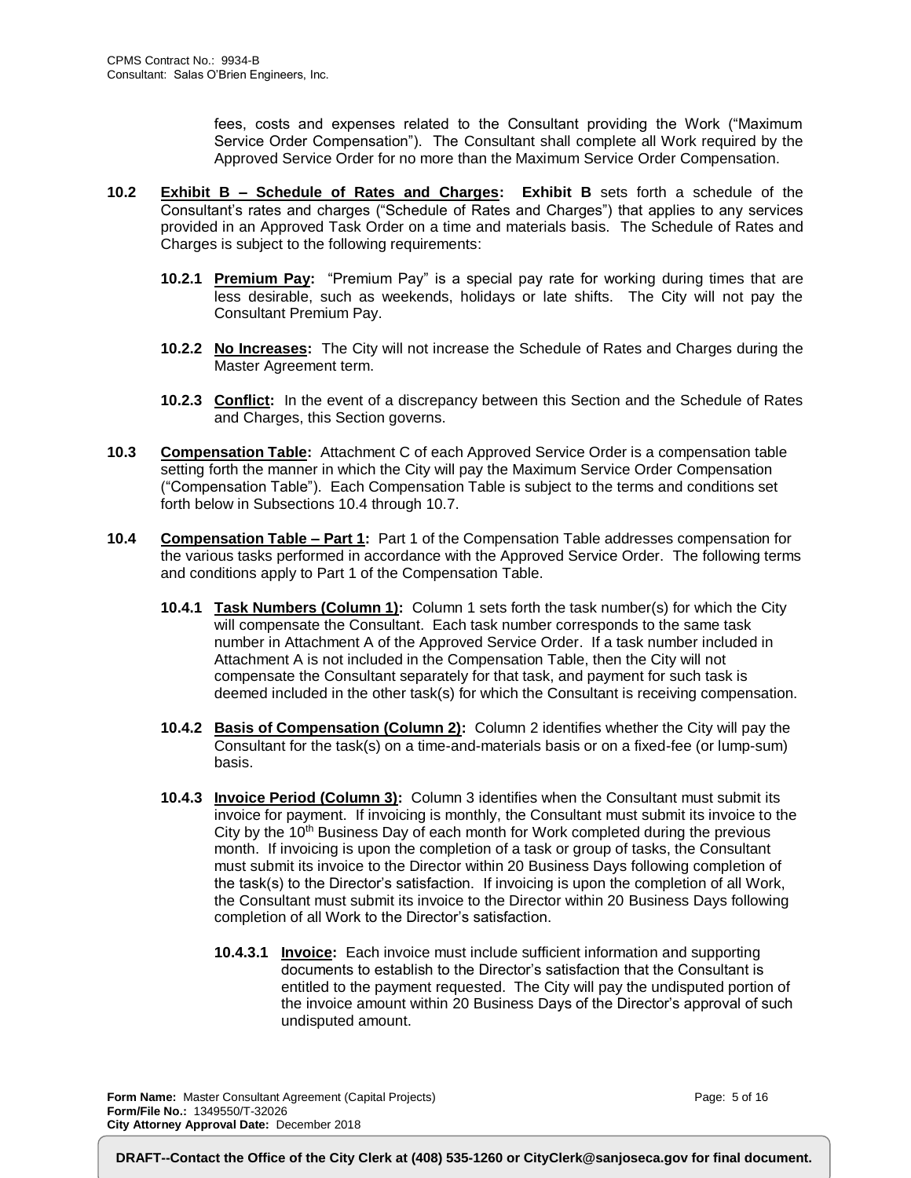fees, costs and expenses related to the Consultant providing the Work ("Maximum Service Order Compensation"). The Consultant shall complete all Work required by the Approved Service Order for no more than the Maximum Service Order Compensation.

**10.2** **<u>Exhibit B – Schedule of Rates and Charges</u>:** **Exhibit B** sets forth a schedule of the Consultant's rates and charges ("Schedule of Rates and Charges") that applies to any services provided in an Approved Task Order on a time and materials basis. The Schedule of Rates and Charges is subject to the following requirements:

**10.2.1** **<u>Premium Pay</u>:** "Premium Pay" is a special pay rate for working during times that are less desirable, such as weekends, holidays or late shifts. The City will not pay the Consultant Premium Pay.

**10.2.2** **<u>No Increases</u>:** The City will not increase the Schedule of Rates and Charges during the Master Agreement term.

**10.2.3** **<u>Conflict</u>:** In the event of a discrepancy between this Section and the Schedule of Rates and Charges, this Section governs.

**10.3** **<u>Compensation Table</u>:** Attachment C of each Approved Service Order is a compensation table setting forth the manner in which the City will pay the Maximum Service Order Compensation ("Compensation Table"). Each Compensation Table is subject to the terms and conditions set forth below in Subsections 10.4 through 10.7.

**10.4** **<u>Compensation Table – Part 1</u>:** Part 1 of the Compensation Table addresses compensation for the various tasks performed in accordance with the Approved Service Order. The following terms and conditions apply to Part 1 of the Compensation Table.

**10.4.1** **<u>Task Numbers (Column 1)</u>:** Column 1 sets forth the task number(s) for which the City will compensate the Consultant. Each task number corresponds to the same task number in Attachment A of the Approved Service Order. If a task number included in Attachment A is not included in the Compensation Table, then the City will not compensate the Consultant separately for that task, and payment for such task is deemed included in the other task(s) for which the Consultant is receiving compensation.

**10.4.2** **<u>Basis of Compensation (Column 2)</u>:** Column 2 identifies whether the City will pay the Consultant for the task(s) on a time-and-materials basis or on a fixed-fee (or lump-sum) basis.

**10.4.3** **<u>Invoice Period (Column 3)</u>:** Column 3 identifies when the Consultant must submit its invoice for payment. If invoicing is monthly, the Consultant must submit its invoice to the City by the 10th Business Day of each month for Work completed during the previous month. If invoicing is upon the completion of a task or group of tasks, the Consultant must submit its invoice to the Director within 20 Business Days following completion of the task(s) to the Director's satisfaction. If invoicing is upon the completion of all Work, the Consultant must submit its invoice to the Director within 20 Business Days following completion of all Work to the Director's satisfaction.

**10.4.3.1** **<u>Invoice</u>:** Each invoice must include sufficient information and supporting documents to establish to the Director's satisfaction that the Consultant is entitled to the payment requested. The City will pay the undisputed portion of the invoice amount within 20 Business Days of the Director's approval of such undisputed amount.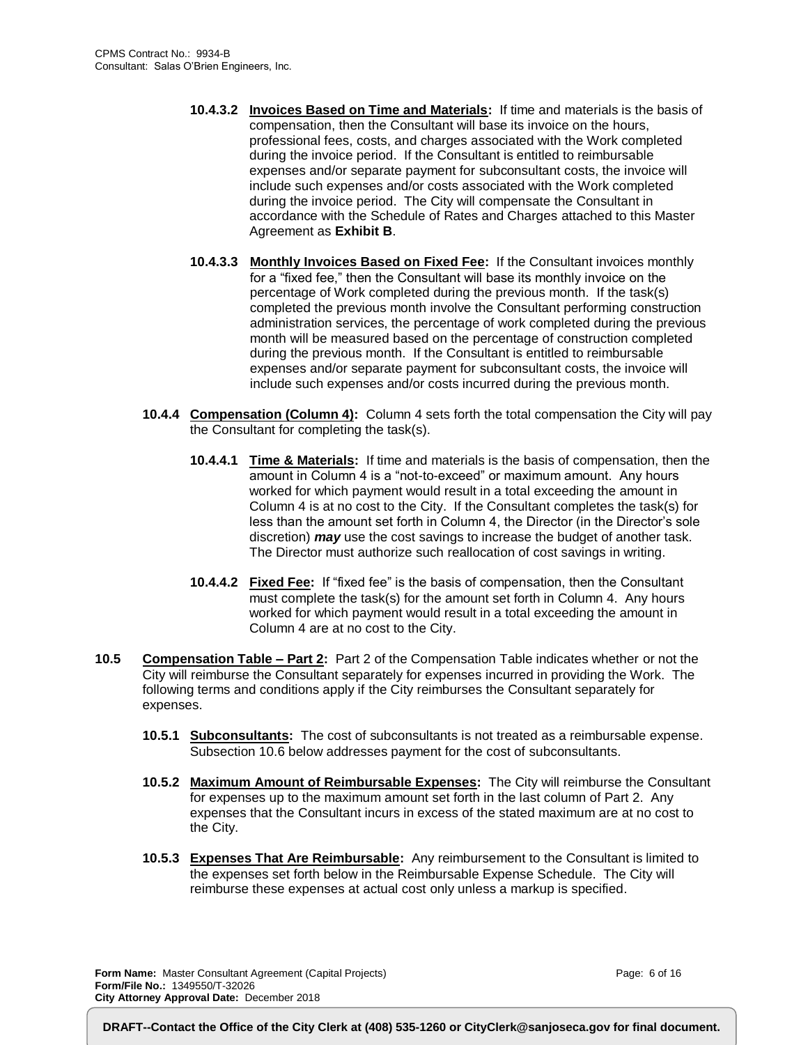**10.4.3.2 Invoices Based on Time and Materials:** If time and materials is the basis of compensation, then the Consultant will base its invoice on the hours, professional fees, costs, and charges associated with the Work completed during the invoice period. If the Consultant is entitled to reimbursable expenses and/or separate payment for subconsultant costs, the invoice will include such expenses and/or costs associated with the Work completed during the invoice period. The City will compensate the Consultant in accordance with the Schedule of Rates and Charges attached to this Master Agreement as **Exhibit B**.

**10.4.3.3 Monthly Invoices Based on Fixed Fee:** If the Consultant invoices monthly for a "fixed fee," then the Consultant will base its monthly invoice on the percentage of Work completed during the previous month. If the task(s) completed the previous month involve the Consultant performing construction administration services, the percentage of work completed during the previous month will be measured based on the percentage of construction completed during the previous month. If the Consultant is entitled to reimbursable expenses and/or separate payment for subconsultant costs, the invoice will include such expenses and/or costs incurred during the previous month.

**10.4.4 Compensation (Column 4):** Column 4 sets forth the total compensation the City will pay the Consultant for completing the task(s).

**10.4.4.1 Time & Materials:** If time and materials is the basis of compensation, then the amount in Column 4 is a "not-to-exceed" or maximum amount. Any hours worked for which payment would result in a total exceeding the amount in Column 4 is at no cost to the City. If the Consultant completes the task(s) for less than the amount set forth in Column 4, the Director (in the Director's sole discretion) ***may*** use the cost savings to increase the budget of another task. The Director must authorize such reallocation of cost savings in writing.

**10.4.4.2 Fixed Fee:** If "fixed fee" is the basis of compensation, then the Consultant must complete the task(s) for the amount set forth in Column 4. Any hours worked for which payment would result in a total exceeding the amount in Column 4 are at no cost to the City.

**10.5 Compensation Table – Part 2:** Part 2 of the Compensation Table indicates whether or not the City will reimburse the Consultant separately for expenses incurred in providing the Work. The following terms and conditions apply if the City reimburses the Consultant separately for expenses.

**10.5.1 Subconsultants:** The cost of subconsultants is not treated as a reimbursable expense. Subsection 10.6 below addresses payment for the cost of subconsultants.

**10.5.2 Maximum Amount of Reimbursable Expenses:** The City will reimburse the Consultant for expenses up to the maximum amount set forth in the last column of Part 2. Any expenses that the Consultant incurs in excess of the stated maximum are at no cost to the City.

**10.5.3 Expenses That Are Reimbursable:** Any reimbursement to the Consultant is limited to the expenses set forth below in the Reimbursable Expense Schedule. The City will reimburse these expenses at actual cost only unless a markup is specified.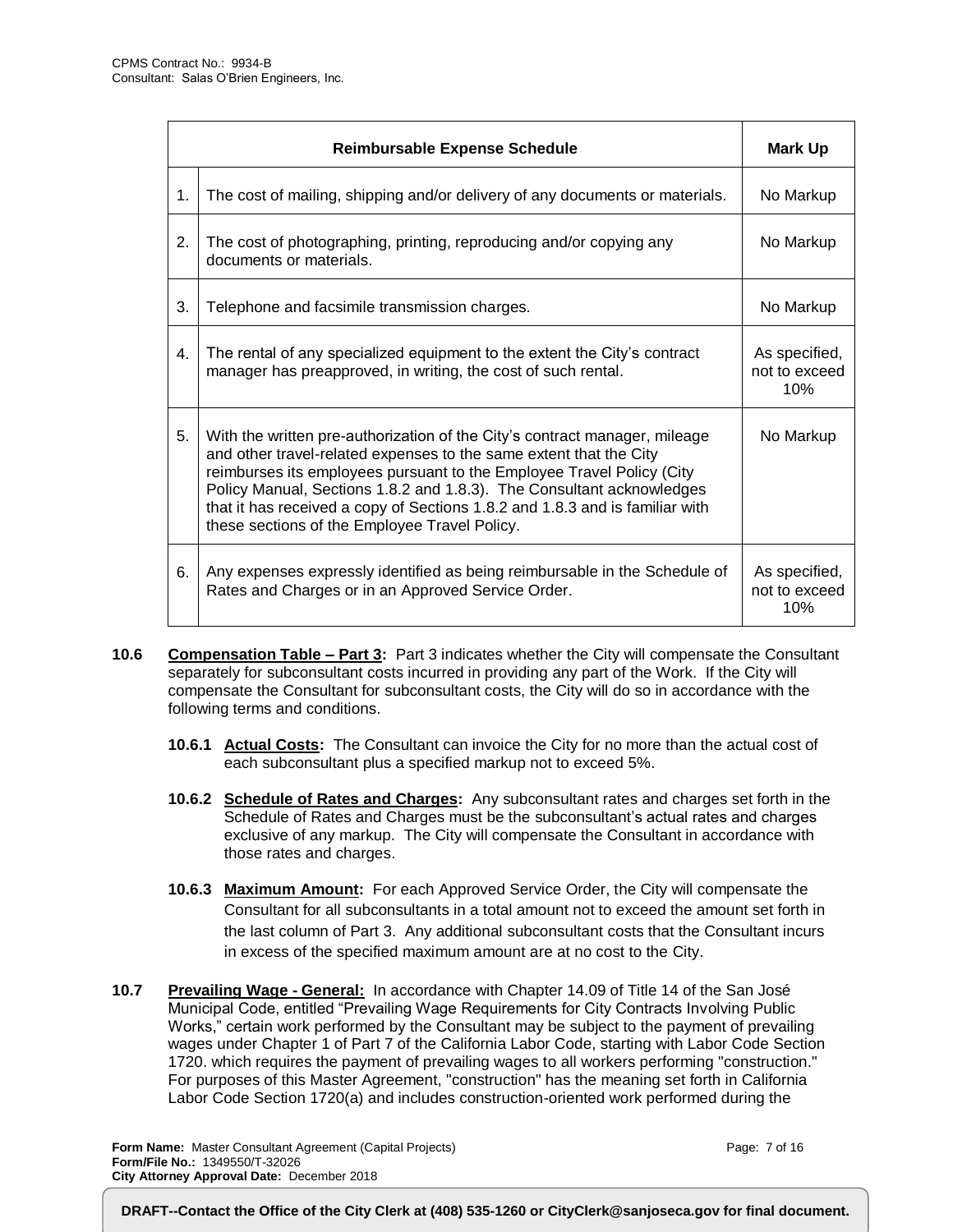| | Reimbursable Expense Schedule | Mark Up |
|---|---|---|
| 1. | The cost of mailing, shipping and/or delivery of any documents or materials. | No Markup |
| 2. | The cost of photographing, printing, reproducing and/or copying any documents or materials. | No Markup |
| 3. | Telephone and facsimile transmission charges. | No Markup |
| 4. | The rental of any specialized equipment to the extent the City's contract manager has preapproved, in writing, the cost of such rental. | As specified, not to exceed 10% |
| 5. | With the written pre-authorization of the City's contract manager, mileage and other travel-related expenses to the same extent that the City reimburses its employees pursuant to the Employee Travel Policy (City Policy Manual, Sections 1.8.2 and 1.8.3). The Consultant acknowledges that it has received a copy of Sections 1.8.2 and 1.8.3 and is familiar with these sections of the Employee Travel Policy. | No Markup |
| 6. | Any expenses expressly identified as being reimbursable in the Schedule of Rates and Charges or in an Approved Service Order. | As specified, not to exceed 10% |

**10.6** **Compensation Table – Part 3:** Part 3 indicates whether the City will compensate the Consultant separately for subconsultant costs incurred in providing any part of the Work. If the City will compensate the Consultant for subconsultant costs, the City will do so in accordance with the following terms and conditions.

**10.6.1** **Actual Costs:** The Consultant can invoice the City for no more than the actual cost of each subconsultant plus a specified markup not to exceed 5%.

**10.6.2** **Schedule of Rates and Charges:** Any subconsultant rates and charges set forth in the Schedule of Rates and Charges must be the subconsultant's actual rates and charges exclusive of any markup. The City will compensate the Consultant in accordance with those rates and charges.

**10.6.3** **Maximum Amount:** For each Approved Service Order, the City will compensate the Consultant for all subconsultants in a total amount not to exceed the amount set forth in the last column of Part 3. Any additional subconsultant costs that the Consultant incurs in excess of the specified maximum amount are at no cost to the City.

**10.7** **Prevailing Wage - General:** In accordance with Chapter 14.09 of Title 14 of the San José Municipal Code, entitled "Prevailing Wage Requirements for City Contracts Involving Public Works," certain work performed by the Consultant may be subject to the payment of prevailing wages under Chapter 1 of Part 7 of the California Labor Code, starting with Labor Code Section 1720. which requires the payment of prevailing wages to all workers performing "construction." For purposes of this Master Agreement, "construction" has the meaning set forth in California Labor Code Section 1720(a) and includes construction-oriented work performed during the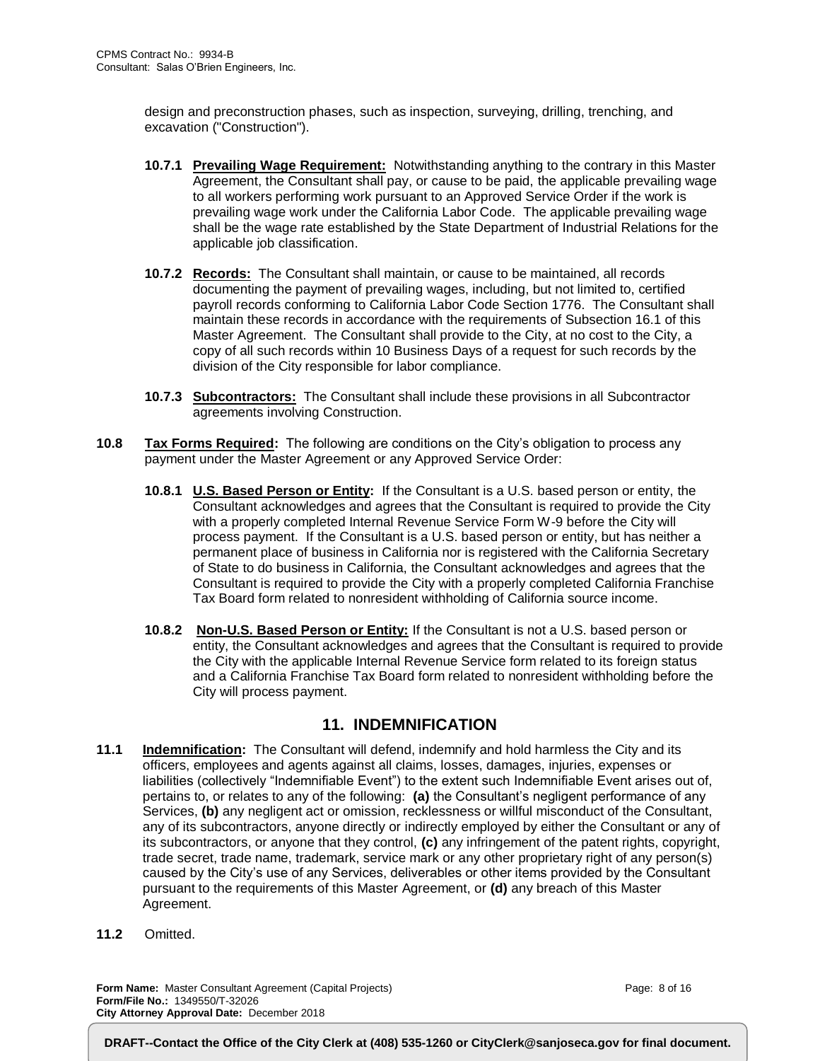design and preconstruction phases, such as inspection, surveying, drilling, trenching, and excavation ("Construction").

**10.7.1** **Prevailing Wage Requirement:** Notwithstanding anything to the contrary in this Master Agreement, the Consultant shall pay, or cause to be paid, the applicable prevailing wage to all workers performing work pursuant to an Approved Service Order if the work is prevailing wage work under the California Labor Code. The applicable prevailing wage shall be the wage rate established by the State Department of Industrial Relations for the applicable job classification.

**10.7.2** **Records:** The Consultant shall maintain, or cause to be maintained, all records documenting the payment of prevailing wages, including, but not limited to, certified payroll records conforming to California Labor Code Section 1776. The Consultant shall maintain these records in accordance with the requirements of Subsection 16.1 of this Master Agreement. The Consultant shall provide to the City, at no cost to the City, a copy of all such records within 10 Business Days of a request for such records by the division of the City responsible for labor compliance.

**10.7.3** **Subcontractors:** The Consultant shall include these provisions in all Subcontractor agreements involving Construction.

**10.8** **Tax Forms Required:** The following are conditions on the City's obligation to process any payment under the Master Agreement or any Approved Service Order:

**10.8.1** **U.S. Based Person or Entity:** If the Consultant is a U.S. based person or entity, the Consultant acknowledges and agrees that the Consultant is required to provide the City with a properly completed Internal Revenue Service Form W-9 before the City will process payment. If the Consultant is a U.S. based person or entity, but has neither a permanent place of business in California nor is registered with the California Secretary of State to do business in California, the Consultant acknowledges and agrees that the Consultant is required to provide the City with a properly completed California Franchise Tax Board form related to nonresident withholding of California source income.

**10.8.2** **Non-U.S. Based Person or Entity:** If the Consultant is not a U.S. based person or entity, the Consultant acknowledges and agrees that the Consultant is required to provide the City with the applicable Internal Revenue Service form related to its foreign status and a California Franchise Tax Board form related to nonresident withholding before the City will process payment.

## 11. INDEMNIFICATION

**11.1** **Indemnification:** The Consultant will defend, indemnify and hold harmless the City and its officers, employees and agents against all claims, losses, damages, injuries, expenses or liabilities (collectively "Indemnifiable Event") to the extent such Indemnifiable Event arises out of, pertains to, or relates to any of the following: **(a)** the Consultant's negligent performance of any Services, **(b)** any negligent act or omission, recklessness or willful misconduct of the Consultant, any of its subcontractors, anyone directly or indirectly employed by either the Consultant or any of its subcontractors, or anyone that they control, **(c)** any infringement of the patent rights, copyright, trade secret, trade name, trademark, service mark or any other proprietary right of any person(s) caused by the City's use of any Services, deliverables or other items provided by the Consultant pursuant to the requirements of this Master Agreement, or **(d)** any breach of this Master Agreement.

**11.2** Omitted.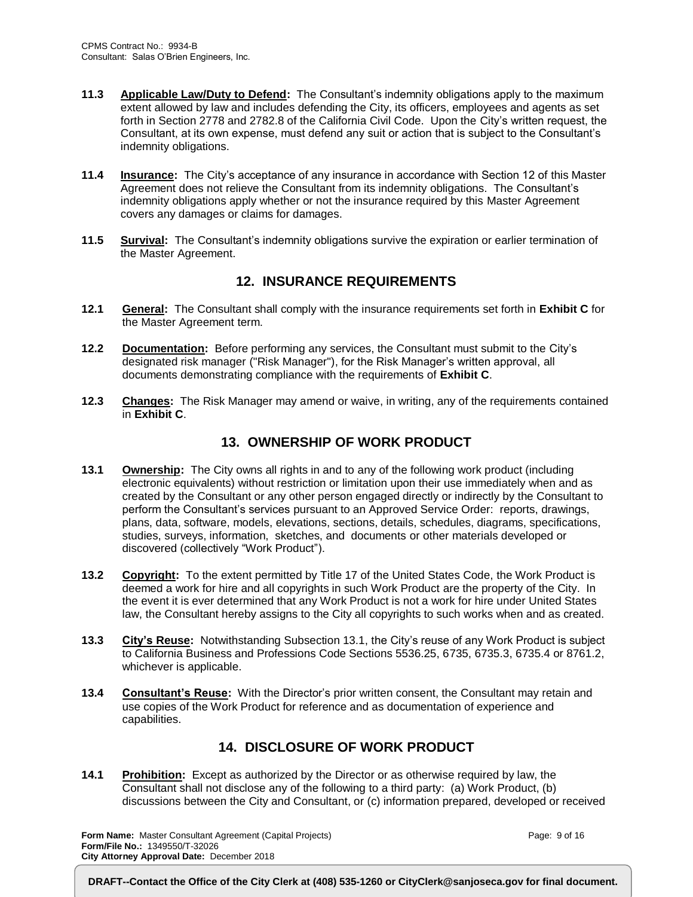**11.3 Applicable Law/Duty to Defend:** The Consultant's indemnity obligations apply to the maximum extent allowed by law and includes defending the City, its officers, employees and agents as set forth in Section 2778 and 2782.8 of the California Civil Code. Upon the City's written request, the Consultant, at its own expense, must defend any suit or action that is subject to the Consultant's indemnity obligations.

**11.4 Insurance:** The City's acceptance of any insurance in accordance with Section 12 of this Master Agreement does not relieve the Consultant from its indemnity obligations. The Consultant's indemnity obligations apply whether or not the insurance required by this Master Agreement covers any damages or claims for damages.

**11.5 Survival:** The Consultant's indemnity obligations survive the expiration or earlier termination of the Master Agreement.

## 12. INSURANCE REQUIREMENTS

**12.1 General:** The Consultant shall comply with the insurance requirements set forth in **Exhibit C** for the Master Agreement term.

**12.2 Documentation:** Before performing any services, the Consultant must submit to the City's designated risk manager ("Risk Manager"), for the Risk Manager's written approval, all documents demonstrating compliance with the requirements of **Exhibit C**.

**12.3 Changes:** The Risk Manager may amend or waive, in writing, any of the requirements contained in **Exhibit C**.

## 13. OWNERSHIP OF WORK PRODUCT

**13.1 Ownership:** The City owns all rights in and to any of the following work product (including electronic equivalents) without restriction or limitation upon their use immediately when and as created by the Consultant or any other person engaged directly or indirectly by the Consultant to perform the Consultant's services pursuant to an Approved Service Order: reports, drawings, plans, data, software, models, elevations, sections, details, schedules, diagrams, specifications, studies, surveys, information, sketches, and documents or other materials developed or discovered (collectively "Work Product").

**13.2 Copyright:** To the extent permitted by Title 17 of the United States Code, the Work Product is deemed a work for hire and all copyrights in such Work Product are the property of the City. In the event it is ever determined that any Work Product is not a work for hire under United States law, the Consultant hereby assigns to the City all copyrights to such works when and as created.

**13.3 City's Reuse:** Notwithstanding Subsection 13.1, the City's reuse of any Work Product is subject to California Business and Professions Code Sections 5536.25, 6735, 6735.3, 6735.4 or 8761.2, whichever is applicable.

**13.4 Consultant's Reuse:** With the Director's prior written consent, the Consultant may retain and use copies of the Work Product for reference and as documentation of experience and capabilities.

## 14. DISCLOSURE OF WORK PRODUCT

**14.1 Prohibition:** Except as authorized by the Director or as otherwise required by law, the Consultant shall not disclose any of the following to a third party: (a) Work Product, (b) discussions between the City and Consultant, or (c) information prepared, developed or received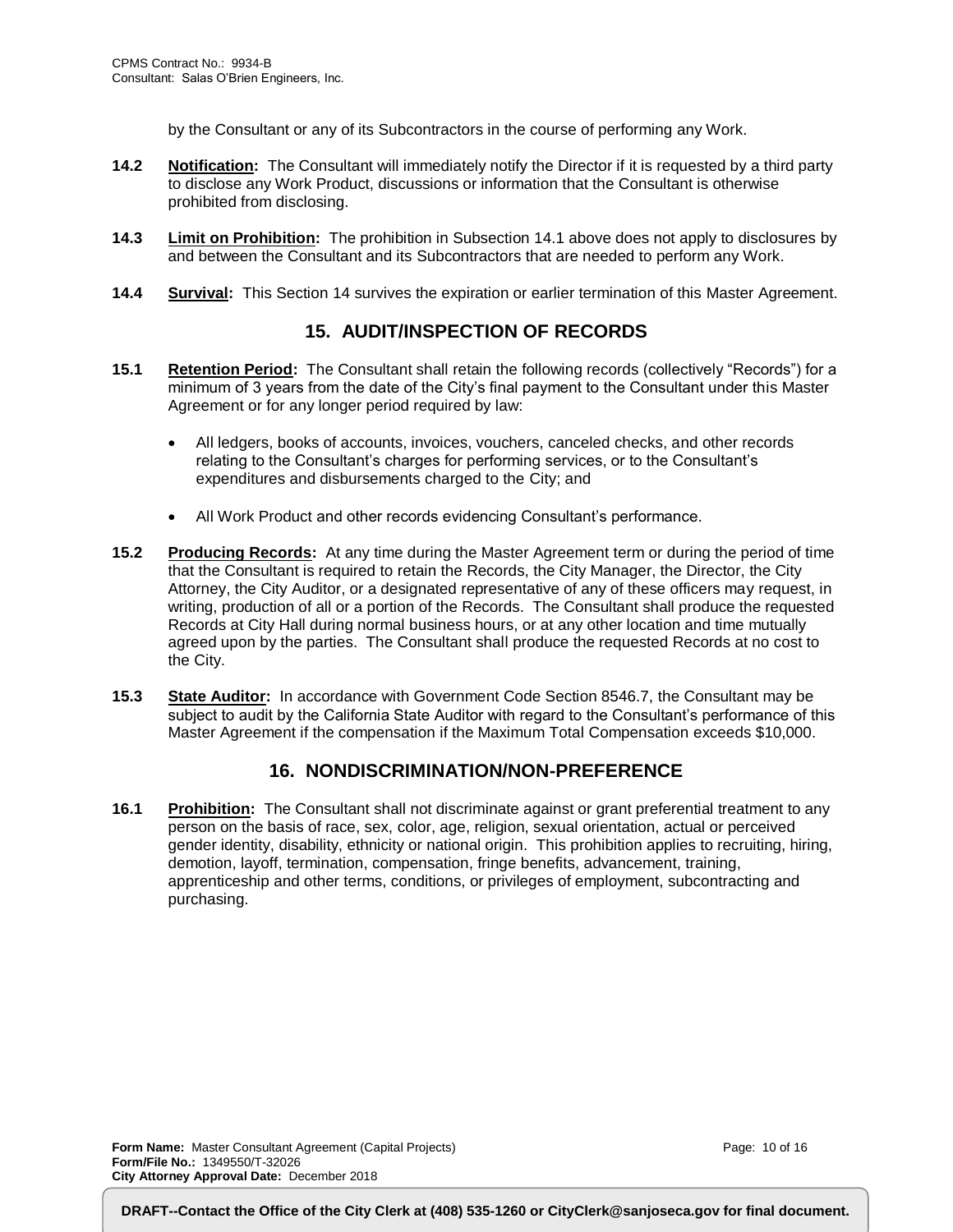by the Consultant or any of its Subcontractors in the course of performing any Work.

**14.2** **Notification:** The Consultant will immediately notify the Director if it is requested by a third party to disclose any Work Product, discussions or information that the Consultant is otherwise prohibited from disclosing.

**14.3** **Limit on Prohibition:** The prohibition in Subsection 14.1 above does not apply to disclosures by and between the Consultant and its Subcontractors that are needed to perform any Work.

**14.4** **Survival:** This Section 14 survives the expiration or earlier termination of this Master Agreement.

## 15. AUDIT/INSPECTION OF RECORDS

**15.1** **Retention Period:** The Consultant shall retain the following records (collectively "Records") for a minimum of 3 years from the date of the City's final payment to the Consultant under this Master Agreement or for any longer period required by law:

- All ledgers, books of accounts, invoices, vouchers, canceled checks, and other records relating to the Consultant's charges for performing services, or to the Consultant's expenditures and disbursements charged to the City; and
- All Work Product and other records evidencing Consultant's performance.

**15.2** **Producing Records:** At any time during the Master Agreement term or during the period of time that the Consultant is required to retain the Records, the City Manager, the Director, the City Attorney, the City Auditor, or a designated representative of any of these officers may request, in writing, production of all or a portion of the Records. The Consultant shall produce the requested Records at City Hall during normal business hours, or at any other location and time mutually agreed upon by the parties. The Consultant shall produce the requested Records at no cost to the City.

**15.3** **State Auditor:** In accordance with Government Code Section 8546.7, the Consultant may be subject to audit by the California State Auditor with regard to the Consultant's performance of this Master Agreement if the compensation if the Maximum Total Compensation exceeds $10,000.

## 16. NONDISCRIMINATION/NON-PREFERENCE

**16.1** **Prohibition:** The Consultant shall not discriminate against or grant preferential treatment to any person on the basis of race, sex, color, age, religion, sexual orientation, actual or perceived gender identity, disability, ethnicity or national origin. This prohibition applies to recruiting, hiring, demotion, layoff, termination, compensation, fringe benefits, advancement, training, apprenticeship and other terms, conditions, or privileges of employment, subcontracting and purchasing.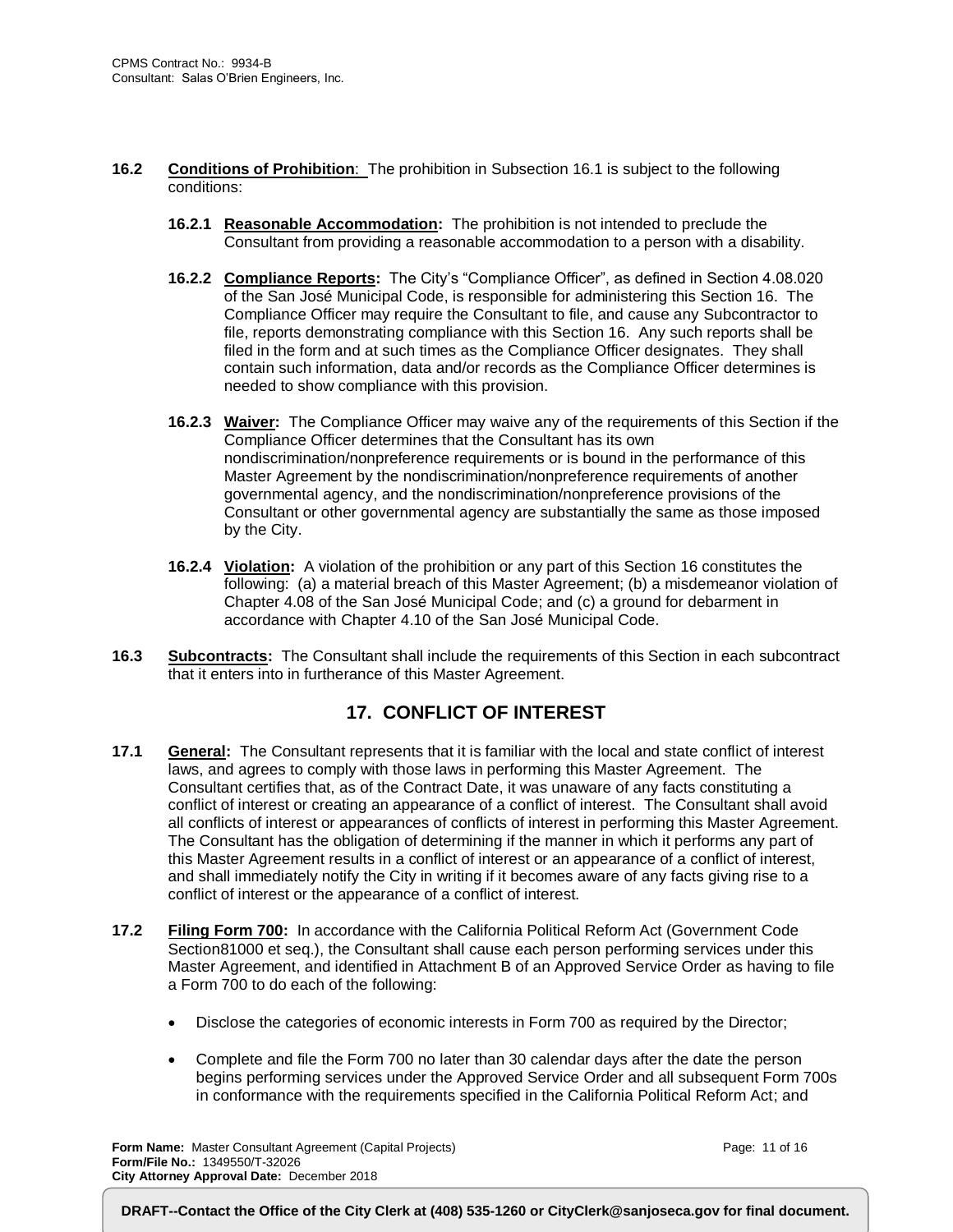**16.2** **Conditions of Prohibition**: The prohibition in Subsection 16.1 is subject to the following conditions:

**16.2.1** **Reasonable Accommodation:** The prohibition is not intended to preclude the Consultant from providing a reasonable accommodation to a person with a disability.

**16.2.2** **Compliance Reports:** The City's "Compliance Officer", as defined in Section 4.08.020 of the San José Municipal Code, is responsible for administering this Section 16. The Compliance Officer may require the Consultant to file, and cause any Subcontractor to file, reports demonstrating compliance with this Section 16. Any such reports shall be filed in the form and at such times as the Compliance Officer designates. They shall contain such information, data and/or records as the Compliance Officer determines is needed to show compliance with this provision.

**16.2.3** **Waiver:** The Compliance Officer may waive any of the requirements of this Section if the Compliance Officer determines that the Consultant has its own nondiscrimination/nonpreference requirements or is bound in the performance of this Master Agreement by the nondiscrimination/nonpreference requirements of another governmental agency, and the nondiscrimination/nonpreference provisions of the Consultant or other governmental agency are substantially the same as those imposed by the City.

**16.2.4** **Violation:** A violation of the prohibition or any part of this Section 16 constitutes the following: (a) a material breach of this Master Agreement; (b) a misdemeanor violation of Chapter 4.08 of the San José Municipal Code; and (c) a ground for debarment in accordance with Chapter 4.10 of the San José Municipal Code.

**16.3** **Subcontracts:** The Consultant shall include the requirements of this Section in each subcontract that it enters into in furtherance of this Master Agreement.

## 17. CONFLICT OF INTEREST

**17.1** **General:** The Consultant represents that it is familiar with the local and state conflict of interest laws, and agrees to comply with those laws in performing this Master Agreement. The Consultant certifies that, as of the Contract Date, it was unaware of any facts constituting a conflict of interest or creating an appearance of a conflict of interest. The Consultant shall avoid all conflicts of interest or appearances of conflicts of interest in performing this Master Agreement. The Consultant has the obligation of determining if the manner in which it performs any part of this Master Agreement results in a conflict of interest or an appearance of a conflict of interest, and shall immediately notify the City in writing if it becomes aware of any facts giving rise to a conflict of interest or the appearance of a conflict of interest.

**17.2** **Filing Form 700:** In accordance with the California Political Reform Act (Government Code Section81000 et seq.), the Consultant shall cause each person performing services under this Master Agreement, and identified in Attachment B of an Approved Service Order as having to file a Form 700 to do each of the following:

- Disclose the categories of economic interests in Form 700 as required by the Director;
- Complete and file the Form 700 no later than 30 calendar days after the date the person begins performing services under the Approved Service Order and all subsequent Form 700s in conformance with the requirements specified in the California Political Reform Act; and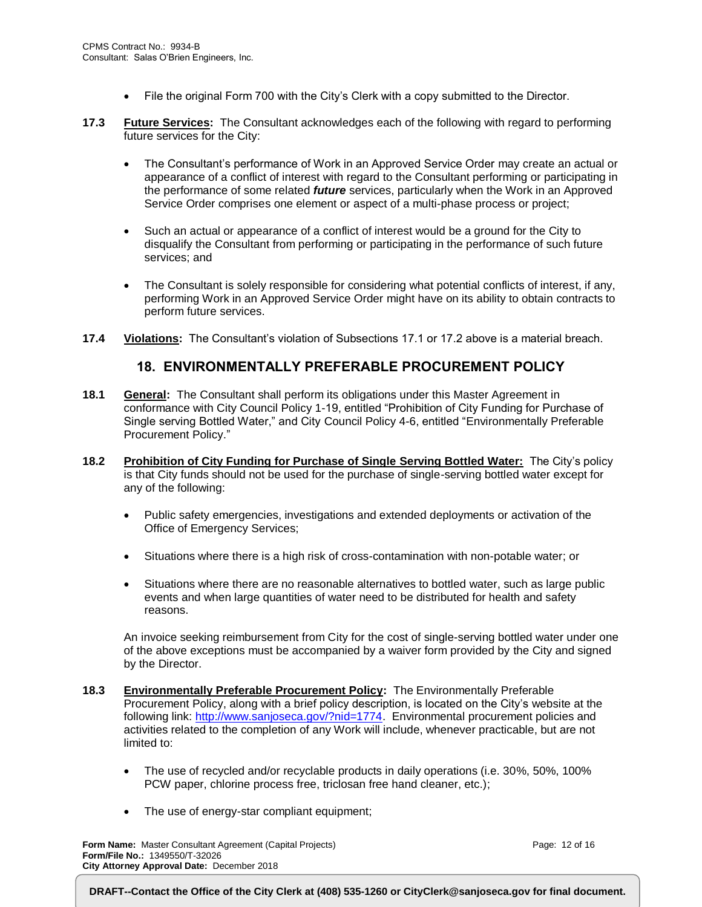- File the original Form 700 with the City's Clerk with a copy submitted to the Director.

**17.3** **Future Services:** The Consultant acknowledges each of the following with regard to performing future services for the City:

- The Consultant's performance of Work in an Approved Service Order may create an actual or appearance of a conflict of interest with regard to the Consultant performing or participating in the performance of some related ***future*** services, particularly when the Work in an Approved Service Order comprises one element or aspect of a multi-phase process or project;

- Such an actual or appearance of a conflict of interest would be a ground for the City to disqualify the Consultant from performing or participating in the performance of such future services; and

- The Consultant is solely responsible for considering what potential conflicts of interest, if any, performing Work in an Approved Service Order might have on its ability to obtain contracts to perform future services.

**17.4** **Violations:** The Consultant's violation of Subsections 17.1 or 17.2 above is a material breach.

## 18. ENVIRONMENTALLY PREFERABLE PROCUREMENT POLICY

**18.1** **General:** The Consultant shall perform its obligations under this Master Agreement in conformance with City Council Policy 1-19, entitled "Prohibition of City Funding for Purchase of Single serving Bottled Water," and City Council Policy 4-6, entitled "Environmentally Preferable Procurement Policy."

**18.2** **Prohibition of City Funding for Purchase of Single Serving Bottled Water:** The City's policy is that City funds should not be used for the purchase of single-serving bottled water except for any of the following:

- Public safety emergencies, investigations and extended deployments or activation of the Office of Emergency Services;

- Situations where there is a high risk of cross-contamination with non-potable water; or

- Situations where there are no reasonable alternatives to bottled water, such as large public events and when large quantities of water need to be distributed for health and safety reasons.

An invoice seeking reimbursement from City for the cost of single-serving bottled water under one of the above exceptions must be accompanied by a waiver form provided by the City and signed by the Director.

**18.3** **Environmentally Preferable Procurement Policy:** The Environmentally Preferable Procurement Policy, along with a brief policy description, is located on the City's website at the following link: http://www.sanjoseca.gov/?nid=1774. Environmental procurement policies and activities related to the completion of any Work will include, whenever practicable, but are not limited to:

- The use of recycled and/or recyclable products in daily operations (i.e. 30%, 50%, 100% PCW paper, chlorine process free, triclosan free hand cleaner, etc.);

- The use of energy-star compliant equipment;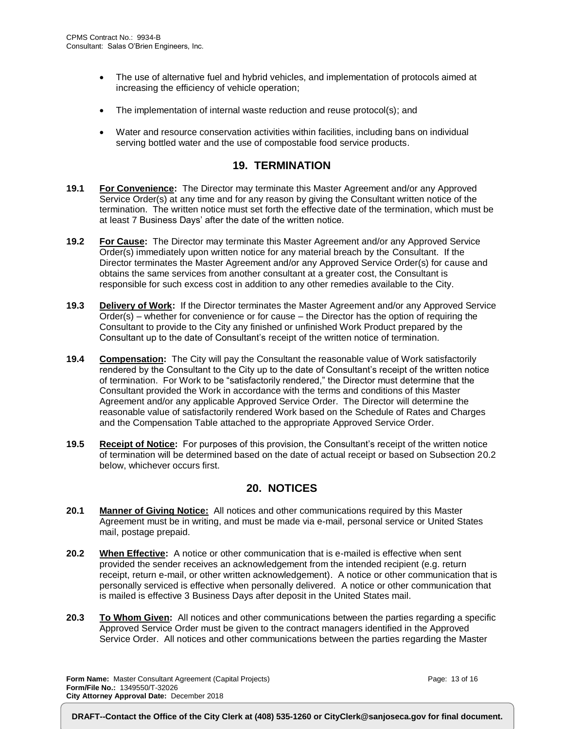- The use of alternative fuel and hybrid vehicles, and implementation of protocols aimed at increasing the efficiency of vehicle operation;
- The implementation of internal waste reduction and reuse protocol(s); and
- Water and resource conservation activities within facilities, including bans on individual serving bottled water and the use of compostable food service products.

## 19. TERMINATION

**19.1 For Convenience:** The Director may terminate this Master Agreement and/or any Approved Service Order(s) at any time and for any reason by giving the Consultant written notice of the termination. The written notice must set forth the effective date of the termination, which must be at least 7 Business Days' after the date of the written notice.

**19.2 For Cause:** The Director may terminate this Master Agreement and/or any Approved Service Order(s) immediately upon written notice for any material breach by the Consultant. If the Director terminates the Master Agreement and/or any Approved Service Order(s) for cause and obtains the same services from another consultant at a greater cost, the Consultant is responsible for such excess cost in addition to any other remedies available to the City.

**19.3 Delivery of Work:** If the Director terminates the Master Agreement and/or any Approved Service Order(s) – whether for convenience or for cause – the Director has the option of requiring the Consultant to provide to the City any finished or unfinished Work Product prepared by the Consultant up to the date of Consultant's receipt of the written notice of termination.

**19.4 Compensation:** The City will pay the Consultant the reasonable value of Work satisfactorily rendered by the Consultant to the City up to the date of Consultant's receipt of the written notice of termination. For Work to be "satisfactorily rendered," the Director must determine that the Consultant provided the Work in accordance with the terms and conditions of this Master Agreement and/or any applicable Approved Service Order. The Director will determine the reasonable value of satisfactorily rendered Work based on the Schedule of Rates and Charges and the Compensation Table attached to the appropriate Approved Service Order.

**19.5 Receipt of Notice:** For purposes of this provision, the Consultant's receipt of the written notice of termination will be determined based on the date of actual receipt or based on Subsection 20.2 below, whichever occurs first.

## 20. NOTICES

**20.1 Manner of Giving Notice:** All notices and other communications required by this Master Agreement must be in writing, and must be made via e-mail, personal service or United States mail, postage prepaid.

**20.2 When Effective:** A notice or other communication that is e-mailed is effective when sent provided the sender receives an acknowledgement from the intended recipient (e.g. return receipt, return e-mail, or other written acknowledgement). A notice or other communication that is personally serviced is effective when personally delivered. A notice or other communication that is mailed is effective 3 Business Days after deposit in the United States mail.

**20.3 To Whom Given:** All notices and other communications between the parties regarding a specific Approved Service Order must be given to the contract managers identified in the Approved Service Order. All notices and other communications between the parties regarding the Master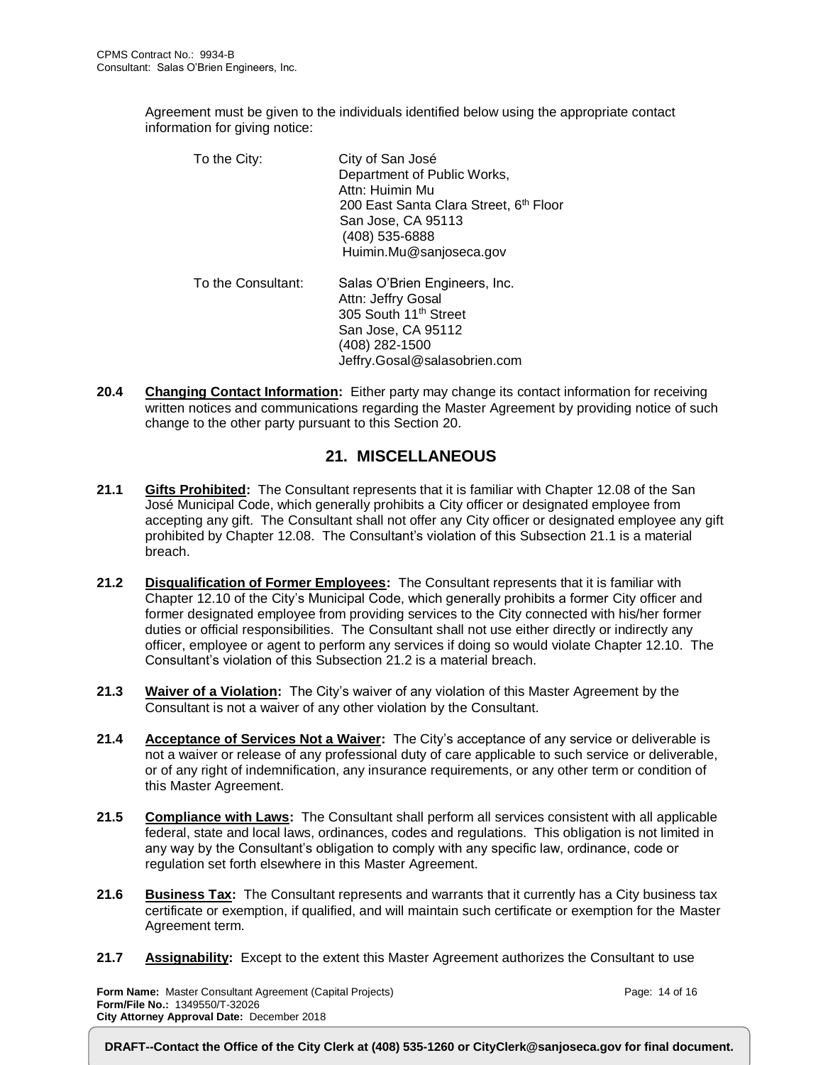Agreement must be given to the individuals identified below using the appropriate contact information for giving notice:

To the City:

City of San José
Department of Public Works,
Attn: Huimin Mu
200 East Santa Clara Street, 6th Floor
San Jose, CA 95113
(408) 535-6888
Huimin.Mu@sanjoseca.gov

To the Consultant:

Salas O'Brien Engineers, Inc.
Attn: Jeffry Gosal
305 South 11th Street
San Jose, CA 95112
(408) 282-1500
Jeffry.Gosal@salasobrien.com

**20.4** **Changing Contact Information:** Either party may change its contact information for receiving written notices and communications regarding the Master Agreement by providing notice of such change to the other party pursuant to this Section 20.

## 21. MISCELLANEOUS

**21.1** **Gifts Prohibited:** The Consultant represents that it is familiar with Chapter 12.08 of the San José Municipal Code, which generally prohibits a City officer or designated employee from accepting any gift. The Consultant shall not offer any City officer or designated employee any gift prohibited by Chapter 12.08. The Consultant's violation of this Subsection 21.1 is a material breach.

**21.2** **Disqualification of Former Employees:** The Consultant represents that it is familiar with Chapter 12.10 of the City's Municipal Code, which generally prohibits a former City officer and former designated employee from providing services to the City connected with his/her former duties or official responsibilities. The Consultant shall not use either directly or indirectly any officer, employee or agent to perform any services if doing so would violate Chapter 12.10. The Consultant's violation of this Subsection 21.2 is a material breach.

**21.3** **Waiver of a Violation:** The City's waiver of any violation of this Master Agreement by the Consultant is not a waiver of any other violation by the Consultant.

**21.4** **Acceptance of Services Not a Waiver:** The City's acceptance of any service or deliverable is not a waiver or release of any professional duty of care applicable to such service or deliverable, or of any right of indemnification, any insurance requirements, or any other term or condition of this Master Agreement.

**21.5** **Compliance with Laws:** The Consultant shall perform all services consistent with all applicable federal, state and local laws, ordinances, codes and regulations. This obligation is not limited in any way by the Consultant's obligation to comply with any specific law, ordinance, code or regulation set forth elsewhere in this Master Agreement.

**21.6** **Business Tax:** The Consultant represents and warrants that it currently has a City business tax certificate or exemption, if qualified, and will maintain such certificate or exemption for the Master Agreement term.

**21.7** **Assignability:** Except to the extent this Master Agreement authorizes the Consultant to use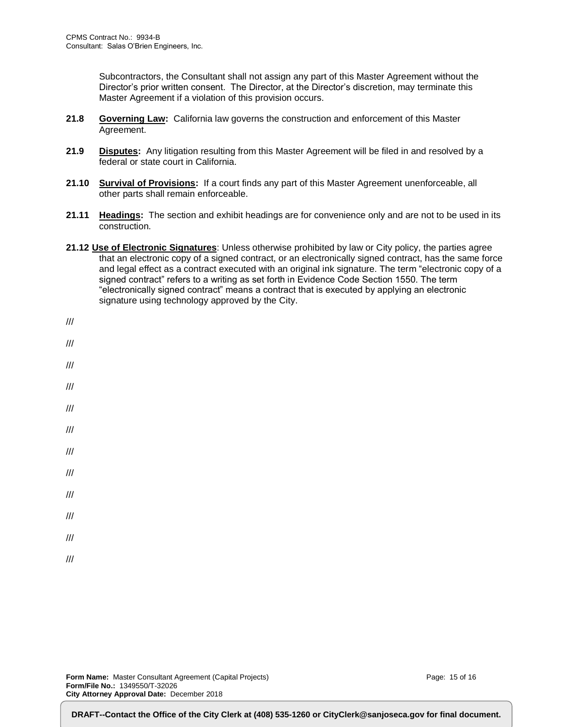Subcontractors, the Consultant shall not assign any part of this Master Agreement without the Director's prior written consent. The Director, at the Director's discretion, may terminate this Master Agreement if a violation of this provision occurs.

**21.8** **Governing Law:** California law governs the construction and enforcement of this Master Agreement.

**21.9** **Disputes:** Any litigation resulting from this Master Agreement will be filed in and resolved by a federal or state court in California.

**21.10** **Survival of Provisions:** If a court finds any part of this Master Agreement unenforceable, all other parts shall remain enforceable.

**21.11** **Headings:** The section and exhibit headings are for convenience only and are not to be used in its construction.

**21.12** **Use of Electronic Signatures**: Unless otherwise prohibited by law or City policy, the parties agree that an electronic copy of a signed contract, or an electronically signed contract, has the same force and legal effect as a contract executed with an original ink signature. The term "electronic copy of a signed contract" refers to a writing as set forth in Evidence Code Section 1550. The term "electronically signed contract" means a contract that is executed by applying an electronic signature using technology approved by the City.

///

///

///

///

///

///

///

///

///

///

///

///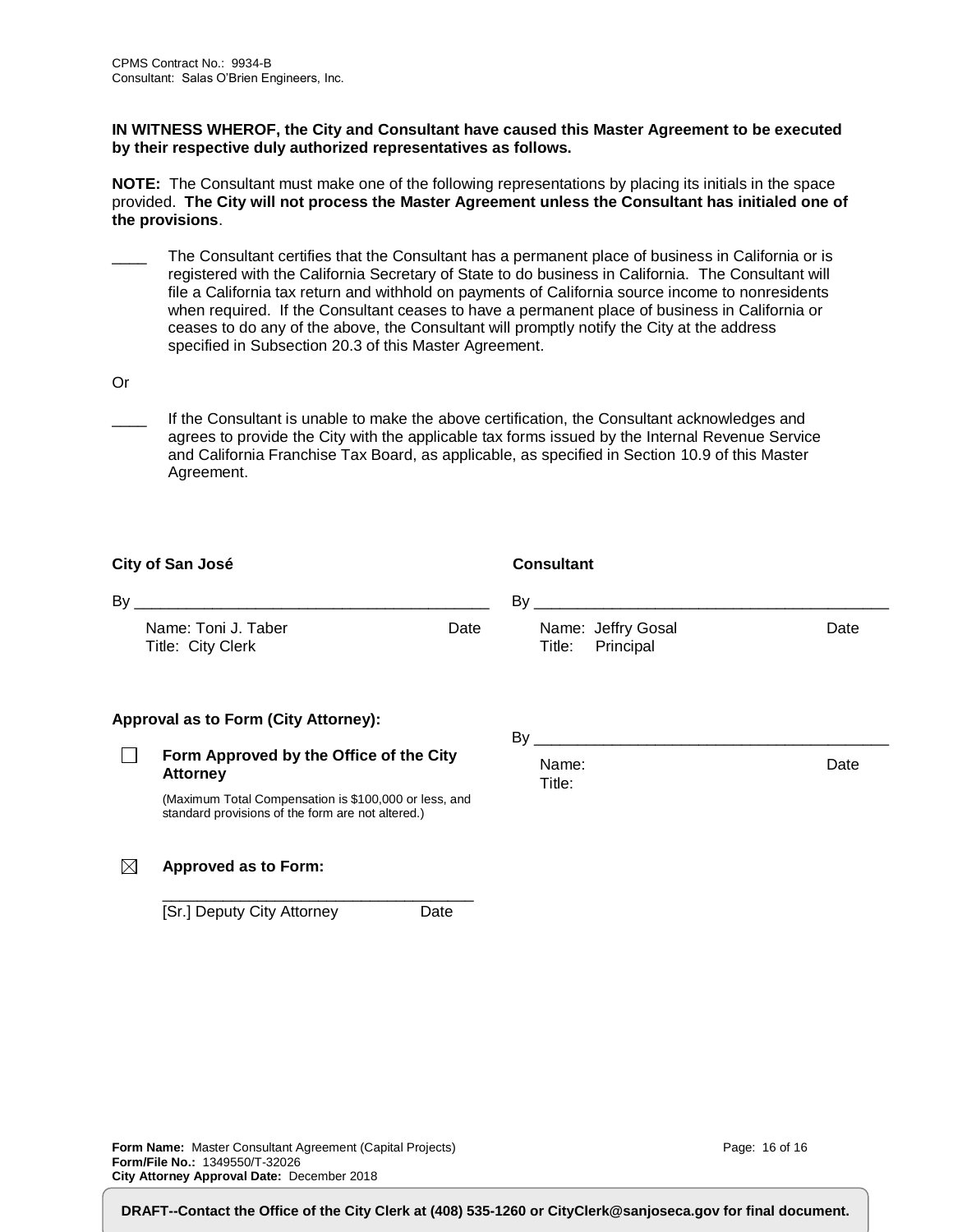CPMS Contract No.: 9934-B
Consultant: Salas O'Brien Engineers, Inc.

**IN WITNESS WHEROF, the City and Consultant have caused this Master Agreement to be executed by their respective duly authorized representatives as follows.**

**NOTE:** The Consultant must make one of the following representations by placing its initials in the space provided. **The City will not process the Master Agreement unless the Consultant has initialed one of the provisions**.

____ The Consultant certifies that the Consultant has a permanent place of business in California or is registered with the California Secretary of State to do business in California. The Consultant will file a California tax return and withhold on payments of California source income to nonresidents when required. If the Consultant ceases to have a permanent place of business in California or ceases to do any of the above, the Consultant will promptly notify the City at the address specified in Subsection 20.3 of this Master Agreement.

Or

____ If the Consultant is unable to make the above certification, the Consultant acknowledges and agrees to provide the City with the applicable tax forms issued by the Internal Revenue Service and California Franchise Tax Board, as applicable, as specified in Section 10.9 of this Master Agreement.

**City of San José**

By ______________________________________

Name: Toni J. Taber Date
Title: City Clerk

**Consultant**

By ______________________________________

Name: Jeffry Gosal Date
Title: Principal

By ______________________________________

Name: Date
Title:

**Approval as to Form (City Attorney):**

☐ **Form Approved by the Office of the City Attorney**

(Maximum Total Compensation is $100,000 or less, and standard provisions of the form are not altered.)

☒ **Approved as to Form:**

___________________________________

[Sr.] Deputy City Attorney Date

**Form Name:** Master Consultant Agreement (Capital Projects)
**Form/File No.:** 1349550/T-32026
**City Attorney Approval Date:** December 2018

**DRAFT--Contact the Office of the City Clerk at (408) 535-1260 or CityClerk@sanjoseca.gov for final document.**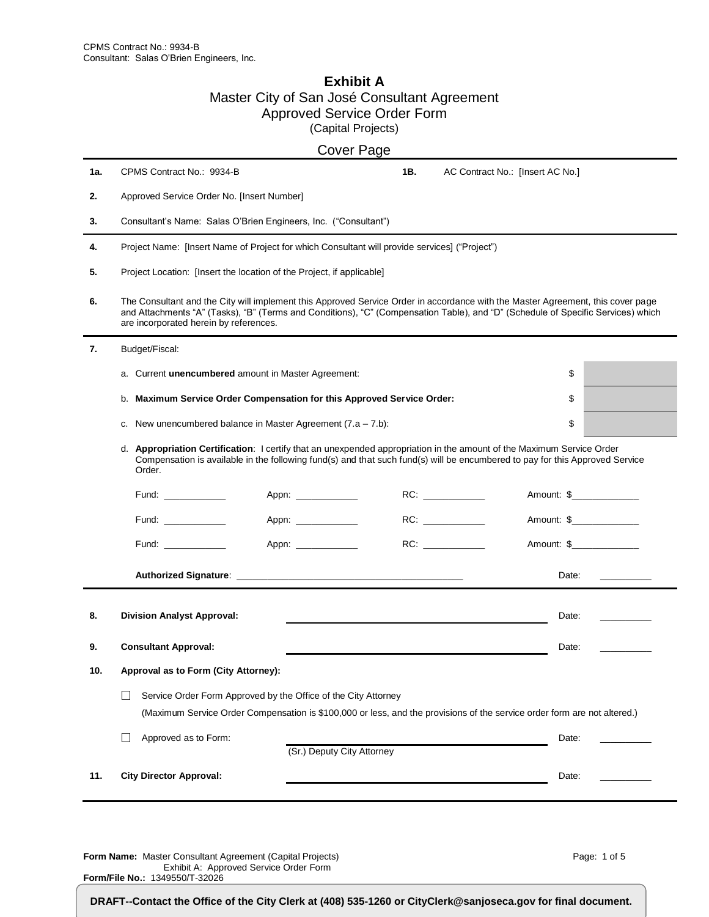CPMS Contract No.: 9934-B
Consultant: Salas O'Brien Engineers, Inc.

# Exhibit A

## Master City of San José Consultant Agreement
## Approved Service Order Form
(Capital Projects)

### Cover Page

**1a.** CPMS Contract No.: 9934-B  **1B.** AC Contract No.: [Insert AC No.]

**2.** Approved Service Order No. [Insert Number]

**3.** Consultant's Name: Salas O'Brien Engineers, Inc. ("Consultant")

**4.** Project Name: [Insert Name of Project for which Consultant will provide services] ("Project")

**5.** Project Location: [Insert the location of the Project, if applicable]

**6.** The Consultant and the City will implement this Approved Service Order in accordance with the Master Agreement, this cover page and Attachments "A" (Tasks), "B" (Terms and Conditions), "C" (Compensation Table), and "D" (Schedule of Specific Services) which are incorporated herein by references.

**7.** Budget/Fiscal:

a. Current **unencumbered** amount in Master Agreement: $

b. **Maximum Service Order Compensation for this Approved Service Order:** $

c. New unencumbered balance in Master Agreement (7.a – 7.b): $

d. **Appropriation Certification**: I certify that an unexpended appropriation in the amount of the Maximum Service Order Compensation is available in the following fund(s) and that such fund(s) will be encumbered to pay for this Approved Service Order.

| Fund: ____________ | Appn: ____________ | RC: ____________ | Amount: $_____________ |
|---|---|---|---|
| Fund: ____________ | Appn: ____________ | RC: ____________ | Amount: $_____________ |
| Fund: ____________ | Appn: ____________ | RC: ____________ | Amount: $_____________ |

**Authorized Signature**: ___________________________________________ Date: __________

**8.** **Division Analyst Approval:** ___________________________________________ Date: __________

**9.** **Consultant Approval:** ___________________________________________ Date: __________

**10.** **Approval as to Form (City Attorney):**

☐ Service Order Form Approved by the Office of the City Attorney
(Maximum Service Order Compensation is $100,000 or less, and the provisions of the service order form are not altered.)

☐ Approved as to Form: ___________________________________________ Date: __________
(Sr.) Deputy City Attorney

**11.** **City Director Approval:** ___________________________________________ Date: __________

**Form Name:** Master Consultant Agreement (Capital Projects)
Exhibit A: Approved Service Order Form
**Form/File No.:** 1349550/T-32026

**DRAFT--Contact the Office of the City Clerk at (408) 535-1260 or CityClerk@sanjoseca.gov for final document.**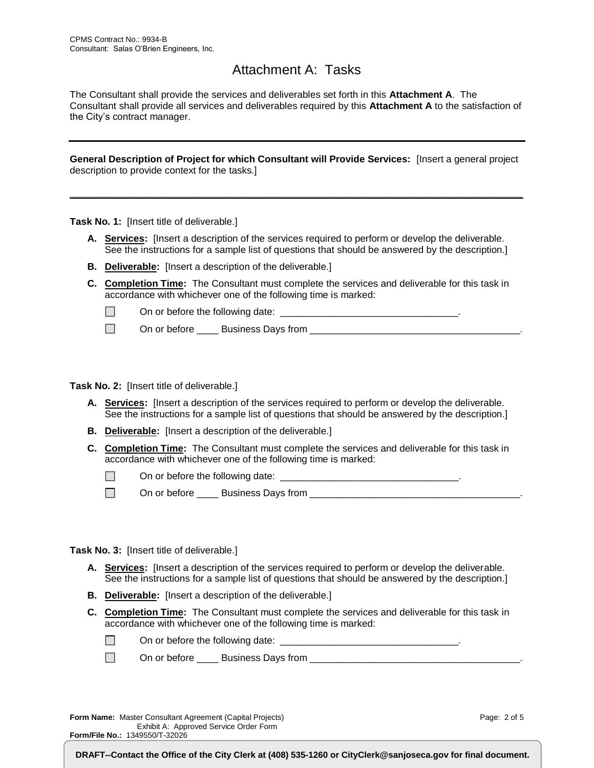CPMS Contract No.: 9934-B
Consultant: Salas O'Brien Engineers, Inc.

# Attachment A: Tasks

The Consultant shall provide the services and deliverables set forth in this **Attachment A**. The Consultant shall provide all services and deliverables required by this **Attachment A** to the satisfaction of the City's contract manager.

---

**General Description of Project for which Consultant will Provide Services:** [Insert a general project description to provide context for the tasks.]

---

**Task No. 1:** [Insert title of deliverable.]

**A.** **Services:** [Insert a description of the services required to perform or develop the deliverable. See the instructions for a sample list of questions that should be answered by the description.]

**B.** **Deliverable:** [Insert a description of the deliverable.]

**C.** **Completion Time:** The Consultant must complete the services and deliverable for this task in accordance with whichever one of the following time is marked:

- ☐ On or before the following date: _________________________________.
- ☐ On or before ____ Business Days from ________________________________________.

**Task No. 2:** [Insert title of deliverable.]

**A.** **Services:** [Insert a description of the services required to perform or develop the deliverable. See the instructions for a sample list of questions that should be answered by the description.]

**B.** **Deliverable:** [Insert a description of the deliverable.]

**C.** **Completion Time:** The Consultant must complete the services and deliverable for this task in accordance with whichever one of the following time is marked:

- ☐ On or before the following date: _________________________________.
- ☐ On or before ____ Business Days from ________________________________________.

**Task No. 3:** [Insert title of deliverable.]

**A.** **Services:** [Insert a description of the services required to perform or develop the deliverable. See the instructions for a sample list of questions that should be answered by the description.]

**B.** **Deliverable:** [Insert a description of the deliverable.]

**C.** **Completion Time:** The Consultant must complete the services and deliverable for this task in accordance with whichever one of the following time is marked:

- ☐ On or before the following date: _________________________________.
- ☐ On or before ____ Business Days from ________________________________________.

**Form Name:** Master Consultant Agreement (Capital Projects)
Exhibit A: Approved Service Order Form
**Form/File No.:** 1349550/T-32026

**DRAFT--Contact the Office of the City Clerk at (408) 535-1260 or CityClerk@sanjoseca.gov for final document.**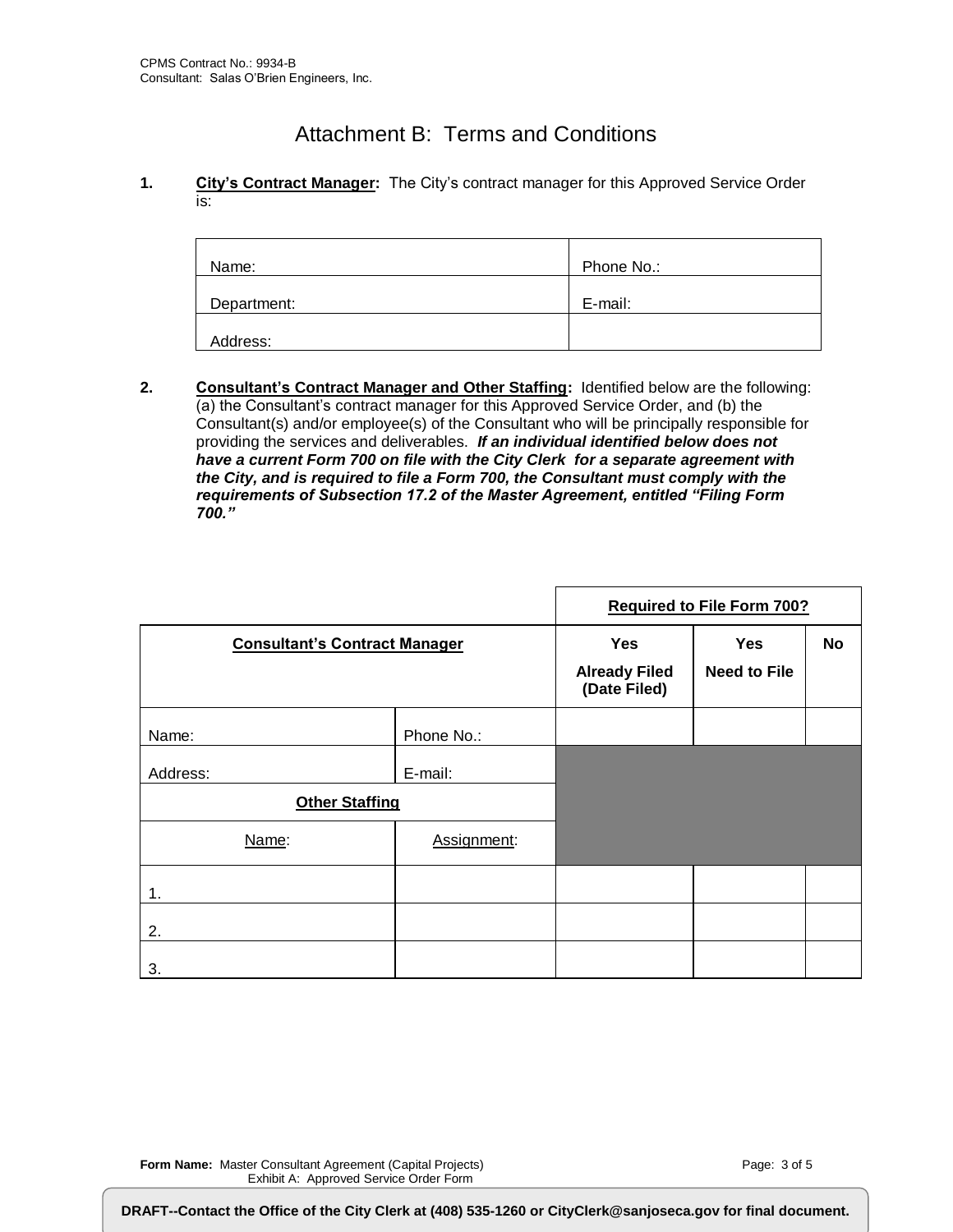CPMS Contract No.: 9934-B
Consultant: Salas O'Brien Engineers, Inc.

# Attachment B: Terms and Conditions

**1.** **City's Contract Manager:** The City's contract manager for this Approved Service Order is:

| Name: | Phone No.: |
|---|---|
| Department: | E-mail: |
| Address: | |

**2.** **Consultant's Contract Manager and Other Staffing:** Identified below are the following: (a) the Consultant's contract manager for this Approved Service Order, and (b) the Consultant(s) and/or employee(s) of the Consultant who will be principally responsible for providing the services and deliverables. ***If an individual identified below does not have a current Form 700 on file with the City Clerk for a separate agreement with the City, and is required to file a Form 700, the Consultant must comply with the requirements of Subsection 17.2 of the Master Agreement, entitled "Filing Form 700."***

| | | **Required to File Form 700?** | | |
|---|---|---|---|---|
| **Consultant's Contract Manager** | | **Yes** **Already Filed (Date Filed)** | **Yes** **Need to File** | **No** |
| Name: | Phone No.: | | | |
| Address: | E-mail: | | | |
| **Other Staffing** | | | | |
| Name: | Assignment: | | | |
| 1. | | | | |
| 2. | | | | |
| 3. | | | | |

**Form Name:** Master Consultant Agreement (Capital Projects)
Exhibit A: Approved Service Order Form

**DRAFT--Contact the Office of the City Clerk at (408) 535-1260 or CityClerk@sanjoseca.gov for final document.**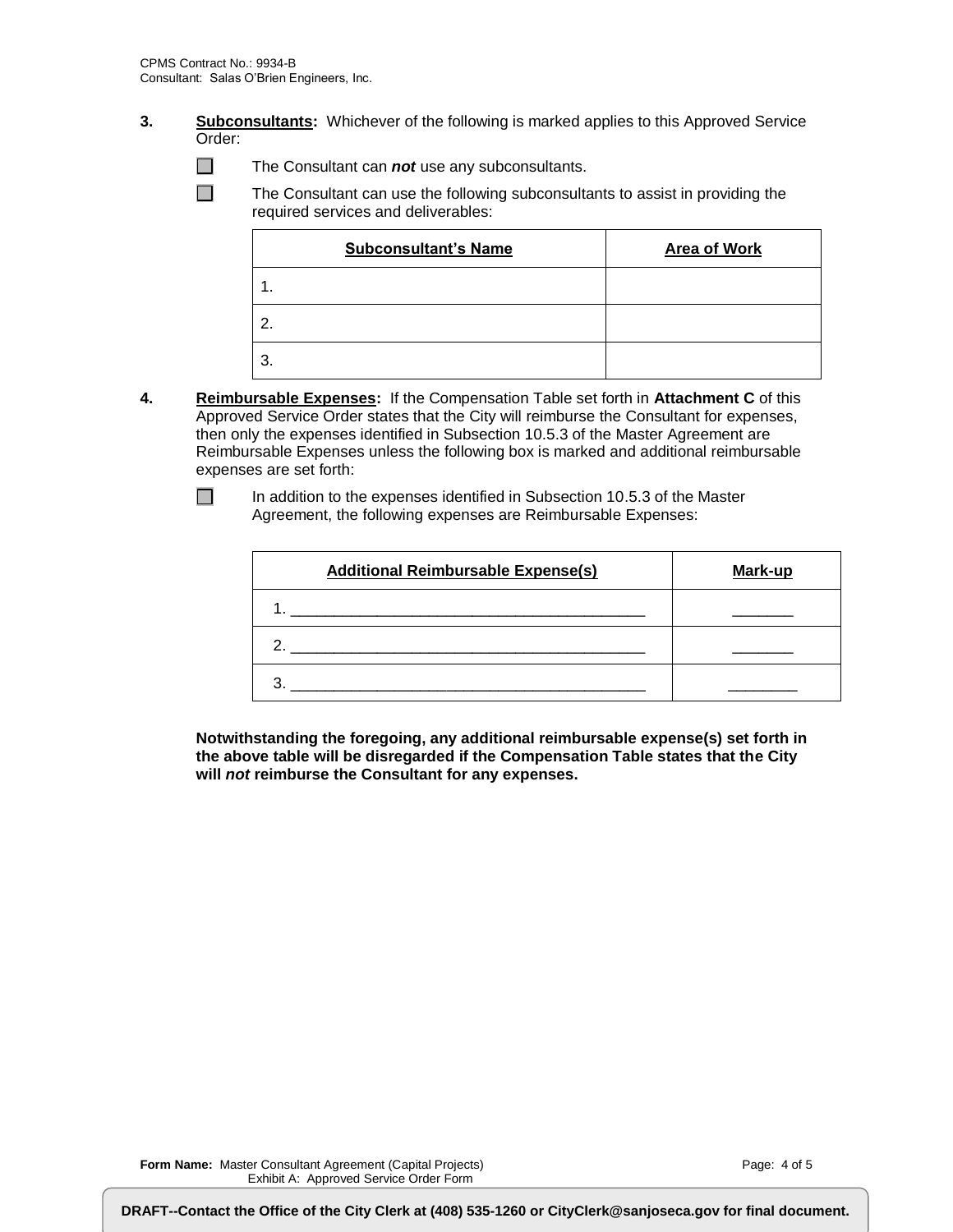**3.** **Subconsultants:** Whichever of the following is marked applies to this Approved Service Order:

☐ The Consultant can ***not*** use any subconsultants.

☐ The Consultant can use the following subconsultants to assist in providing the required services and deliverables:

| Subconsultant's Name | Area of Work |
|---|---|
| 1. | |
| 2. | |
| 3. | |

**4.** **Reimbursable Expenses:** If the Compensation Table set forth in **Attachment C** of this Approved Service Order states that the City will reimburse the Consultant for expenses, then only the expenses identified in Subsection 10.5.3 of the Master Agreement are Reimbursable Expenses unless the following box is marked and additional reimbursable expenses are set forth:

☐ In addition to the expenses identified in Subsection 10.5.3 of the Master Agreement, the following expenses are Reimbursable Expenses:

| Additional Reimbursable Expense(s) | Mark-up |
|---|---|
| 1. ________________________________________ | _______ |
| 2. ________________________________________ | _______ |
| 3. ________________________________________ | ________ |

**Notwithstanding the foregoing, any additional reimbursable expense(s) set forth in the above table will be disregarded if the Compensation Table states that the City will *not* reimburse the Consultant for any expenses.**

DRAFT--Contact the Office of the City Clerk at (408) 535-1260 or CityClerk@sanjoseca.gov for final document.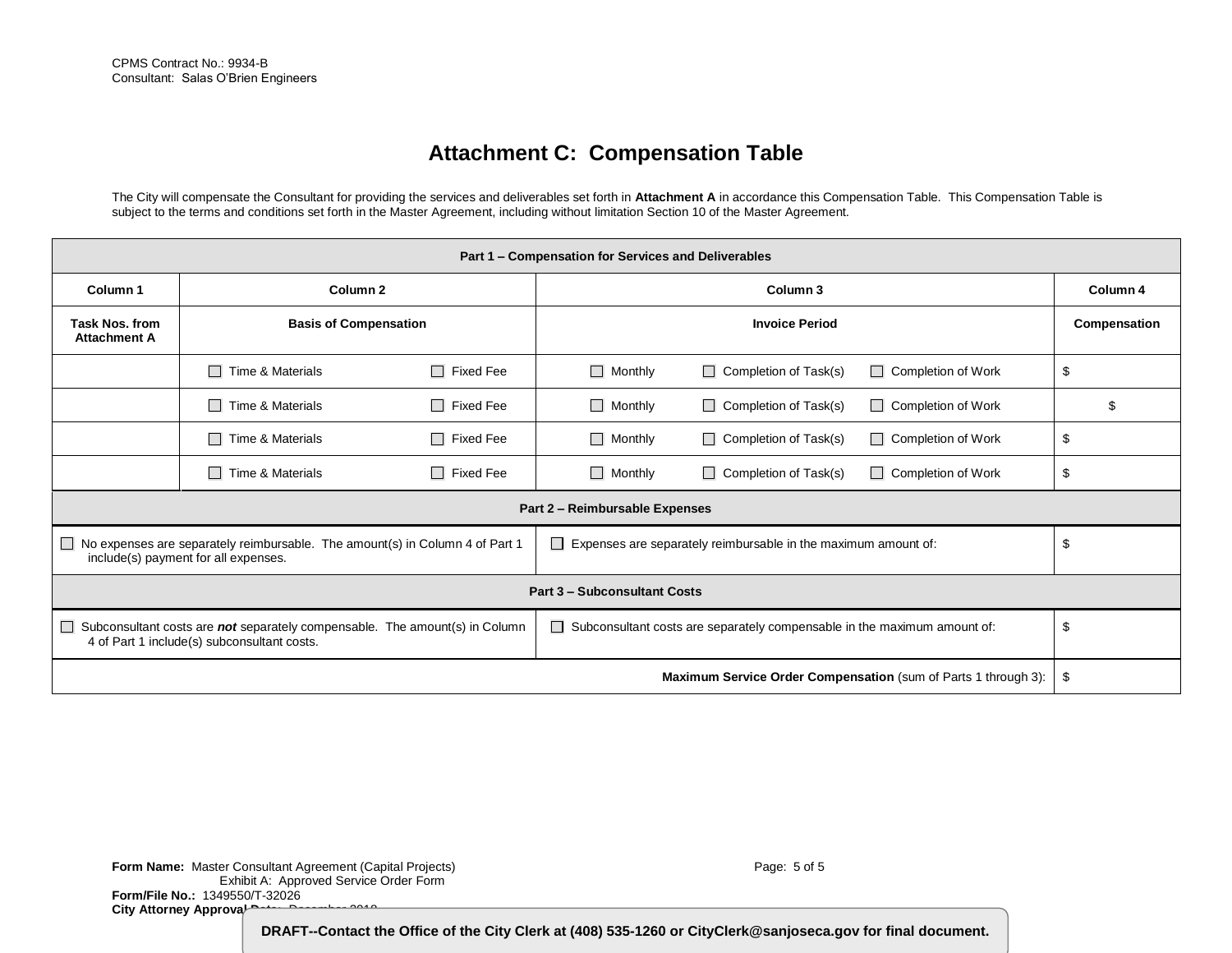CPMS Contract No.: 9934-B
Consultant: Salas O'Brien Engineers

# Attachment C: Compensation Table

The City will compensate the Consultant for providing the services and deliverables set forth in **Attachment A** in accordance this Compensation Table. This Compensation Table is subject to the terms and conditions set forth in the Master Agreement, including without limitation Section 10 of the Master Agreement.

| **Part 1 – Compensation for Services and Deliverables** | | | |
|---|---|---|---|
| **Column 1** | **Column 2** | **Column 3** | **Column 4** |
| **Task Nos. from Attachment A** | **Basis of Compensation** | **Invoice Period** | **Compensation** |
| | ☐ Time & Materials ☐ Fixed Fee | ☐ Monthly ☐ Completion of Task(s) ☐ Completion of Work | $ |
| | ☐ Time & Materials ☐ Fixed Fee | ☐ Monthly ☐ Completion of Task(s) ☐ Completion of Work | $ |
| | ☐ Time & Materials ☐ Fixed Fee | ☐ Monthly ☐ Completion of Task(s) ☐ Completion of Work | $ |
| | ☐ Time & Materials ☐ Fixed Fee | ☐ Monthly ☐ Completion of Task(s) ☐ Completion of Work | $ |
| **Part 2 – Reimbursable Expenses** | | | |
| ☐ No expenses are separately reimbursable. The amount(s) in Column 4 of Part 1 include(s) payment for all expenses. | | ☐ Expenses are separately reimbursable in the maximum amount of: | $ |
| **Part 3 – Subconsultant Costs** | | | |
| ☐ Subconsultant costs are ***not*** separately compensable. The amount(s) in Column 4 of Part 1 include(s) subconsultant costs. | | ☐ Subconsultant costs are separately compensable in the maximum amount of: | $ |
| | | **Maximum Service Order Compensation** (sum of Parts 1 through 3): | $ |

**Form Name:** Master Consultant Agreement (Capital Projects)
Exhibit A: Approved Service Order Form
**Form/File No.:** 1349550/T-32026
**City Attorney Approval Date:** December 2018

**DRAFT--Contact the Office of the City Clerk at (408) 535-1260 or CityClerk@sanjoseca.gov for final document.**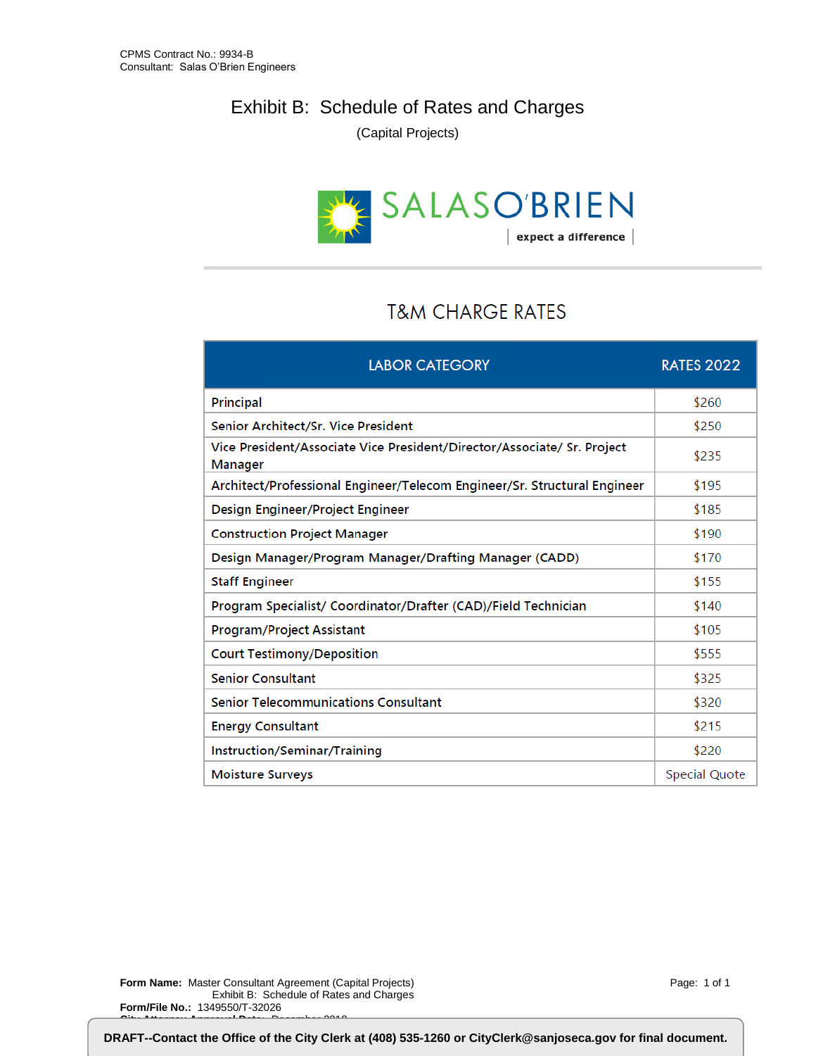CPMS Contract No.: 9934-B
Consultant: Salas O'Brien Engineers

# Exhibit B: Schedule of Rates and Charges

(Capital Projects)

SALASO'BRIEN
expect a difference

## T&M CHARGE RATES

| LABOR CATEGORY | RATES 2022 |
|---|---|
| Principal | $260 |
| Senior Architect/Sr. Vice President | $250 |
| Vice President/Associate Vice President/Director/Associate/ Sr. Project Manager | $235 |
| Architect/Professional Engineer/Telecom Engineer/Sr. Structural Engineer | $195 |
| Design Engineer/Project Engineer | $185 |
| Construction Project Manager | $190 |
| Design Manager/Program Manager/Drafting Manager (CADD) | $170 |
| Staff Engineer | $155 |
| Program Specialist/ Coordinator/Drafter (CAD)/Field Technician | $140 |
| Program/Project Assistant | $105 |
| Court Testimony/Deposition | $555 |
| Senior Consultant | $325 |
| Senior Telecommunications Consultant | $320 |
| Energy Consultant | $215 |
| Instruction/Seminar/Training | $220 |
| Moisture Surveys | Special Quote |

**Form Name:** Master Consultant Agreement (Capital Projects)
Exhibit B: Schedule of Rates and Charges
**Form/File No.:** 1349550/T-32026

**DRAFT--Contact the Office of the City Clerk at (408) 535-1260 or CityClerk@sanjoseca.gov for final document.**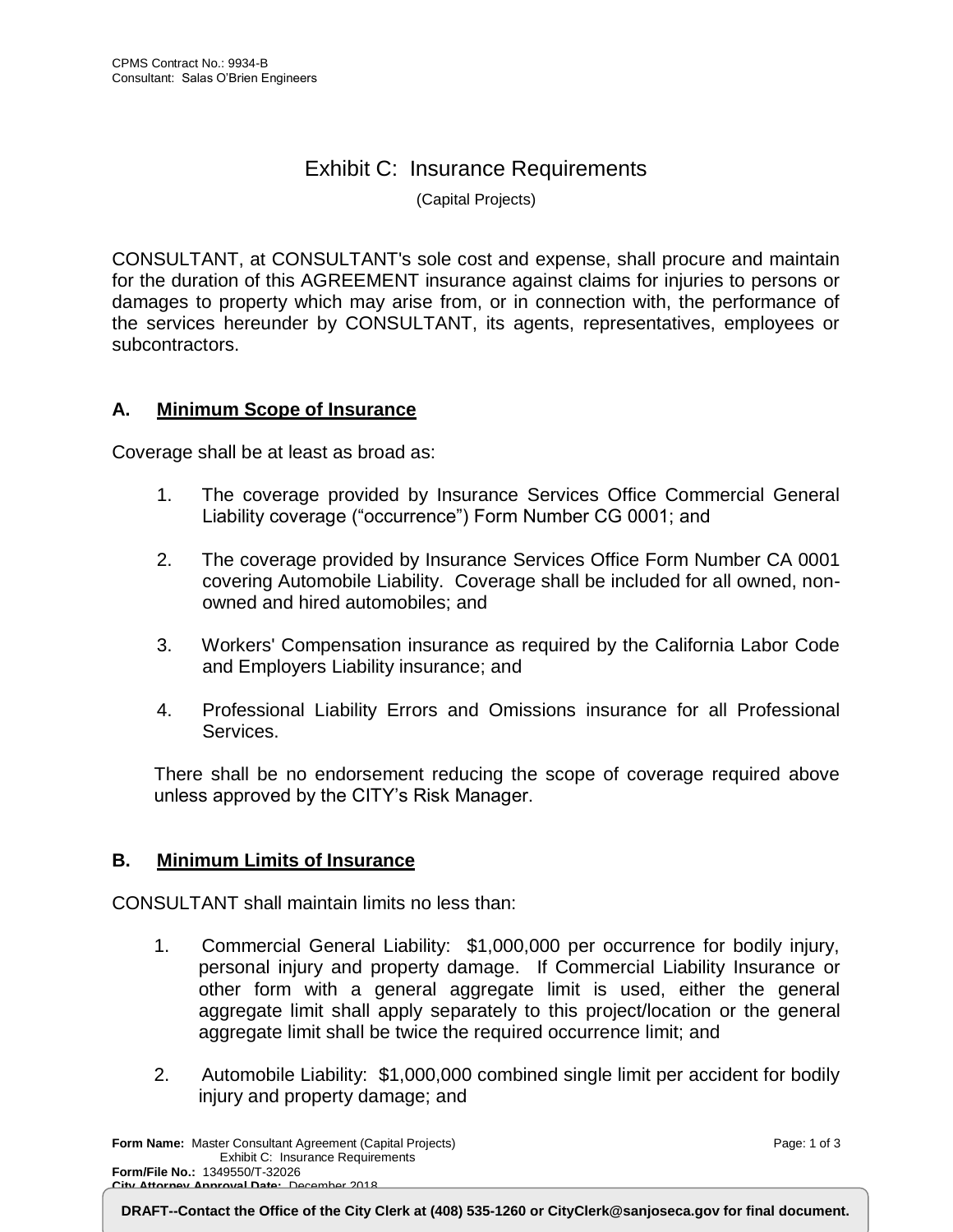# Exhibit C: Insurance Requirements

(Capital Projects)

CONSULTANT, at CONSULTANT's sole cost and expense, shall procure and maintain for the duration of this AGREEMENT insurance against claims for injuries to persons or damages to property which may arise from, or in connection with, the performance of the services hereunder by CONSULTANT, its agents, representatives, employees or subcontractors.

## A. Minimum Scope of Insurance

Coverage shall be at least as broad as:

1. The coverage provided by Insurance Services Office Commercial General Liability coverage ("occurrence") Form Number CG 0001; and

2. The coverage provided by Insurance Services Office Form Number CA 0001 covering Automobile Liability. Coverage shall be included for all owned, non-owned and hired automobiles; and

3. Workers' Compensation insurance as required by the California Labor Code and Employers Liability insurance; and

4. Professional Liability Errors and Omissions insurance for all Professional Services.

There shall be no endorsement reducing the scope of coverage required above unless approved by the CITY's Risk Manager.

## B. Minimum Limits of Insurance

CONSULTANT shall maintain limits no less than:

1. Commercial General Liability: $1,000,000 per occurrence for bodily injury, personal injury and property damage. If Commercial Liability Insurance or other form with a general aggregate limit is used, either the general aggregate limit shall apply separately to this project/location or the general aggregate limit shall be twice the required occurrence limit; and

2. Automobile Liability: $1,000,000 combined single limit per accident for bodily injury and property damage; and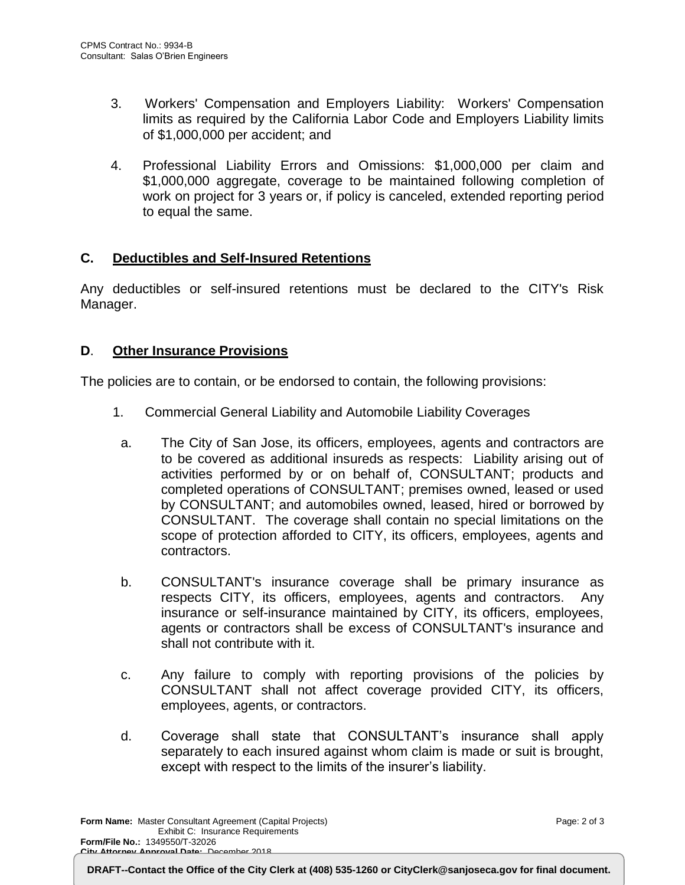3. Workers' Compensation and Employers Liability: Workers' Compensation limits as required by the California Labor Code and Employers Liability limits of $1,000,000 per accident; and

4. Professional Liability Errors and Omissions: $1,000,000 per claim and $1,000,000 aggregate, coverage to be maintained following completion of work on project for 3 years or, if policy is canceled, extended reporting period to equal the same.

## C. <u>Deductibles and Self-Insured Retentions</u>

Any deductibles or self-insured retentions must be declared to the CITY's Risk Manager.

## D. <u>Other Insurance Provisions</u>

The policies are to contain, or be endorsed to contain, the following provisions:

1. Commercial General Liability and Automobile Liability Coverages

   a. The City of San Jose, its officers, employees, agents and contractors are to be covered as additional insureds as respects: Liability arising out of activities performed by or on behalf of, CONSULTANT; products and completed operations of CONSULTANT; premises owned, leased or used by CONSULTANT; and automobiles owned, leased, hired or borrowed by CONSULTANT. The coverage shall contain no special limitations on the scope of protection afforded to CITY, its officers, employees, agents and contractors.

   b. CONSULTANT's insurance coverage shall be primary insurance as respects CITY, its officers, employees, agents and contractors. Any insurance or self-insurance maintained by CITY, its officers, employees, agents or contractors shall be excess of CONSULTANT's insurance and shall not contribute with it.

   c. Any failure to comply with reporting provisions of the policies by CONSULTANT shall not affect coverage provided CITY, its officers, employees, agents, or contractors.

   d. Coverage shall state that CONSULTANT's insurance shall apply separately to each insured against whom claim is made or suit is brought, except with respect to the limits of the insurer's liability.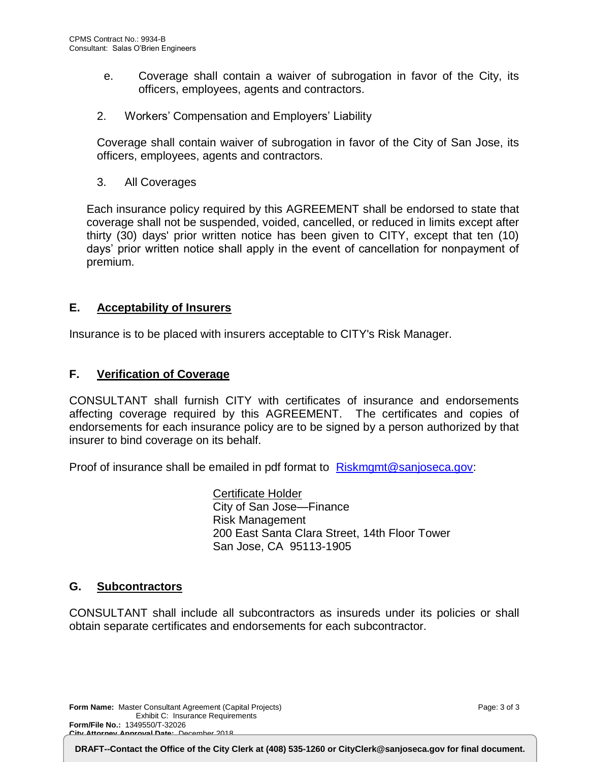e. Coverage shall contain a waiver of subrogation in favor of the City, its officers, employees, agents and contractors.

2. Workers' Compensation and Employers' Liability

Coverage shall contain waiver of subrogation in favor of the City of San Jose, its officers, employees, agents and contractors.

3. All Coverages

Each insurance policy required by this AGREEMENT shall be endorsed to state that coverage shall not be suspended, voided, cancelled, or reduced in limits except after thirty (30) days' prior written notice has been given to CITY, except that ten (10) days' prior written notice shall apply in the event of cancellation for nonpayment of premium.

## E. Acceptability of Insurers

Insurance is to be placed with insurers acceptable to CITY's Risk Manager.

## F. Verification of Coverage

CONSULTANT shall furnish CITY with certificates of insurance and endorsements affecting coverage required by this AGREEMENT. The certificates and copies of endorsements for each insurance policy are to be signed by a person authorized by that insurer to bind coverage on its behalf.

Proof of insurance shall be emailed in pdf format to Riskmgmt@sanjoseca.gov:

Certificate Holder
City of San Jose—Finance
Risk Management
200 East Santa Clara Street, 14th Floor Tower
San Jose, CA 95113-1905

## G. Subcontractors

CONSULTANT shall include all subcontractors as insureds under its policies or shall obtain separate certificates and endorsements for each subcontractor.